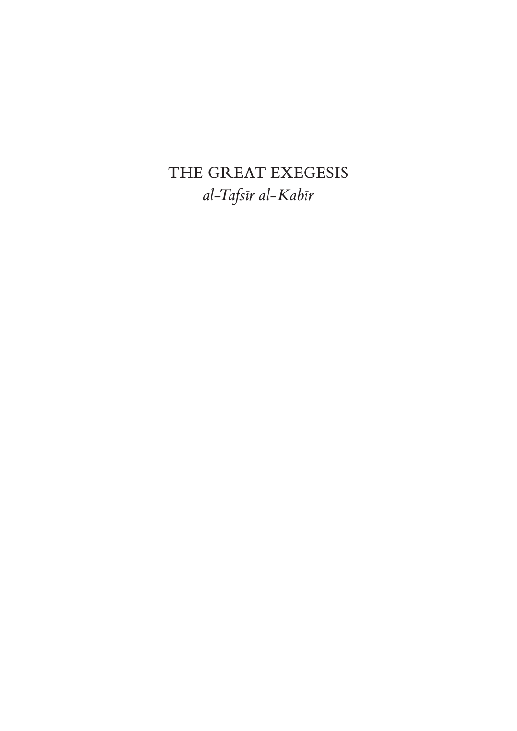# THE GREAT EXEGESIS

*al-Tafsīr al-Kabīr*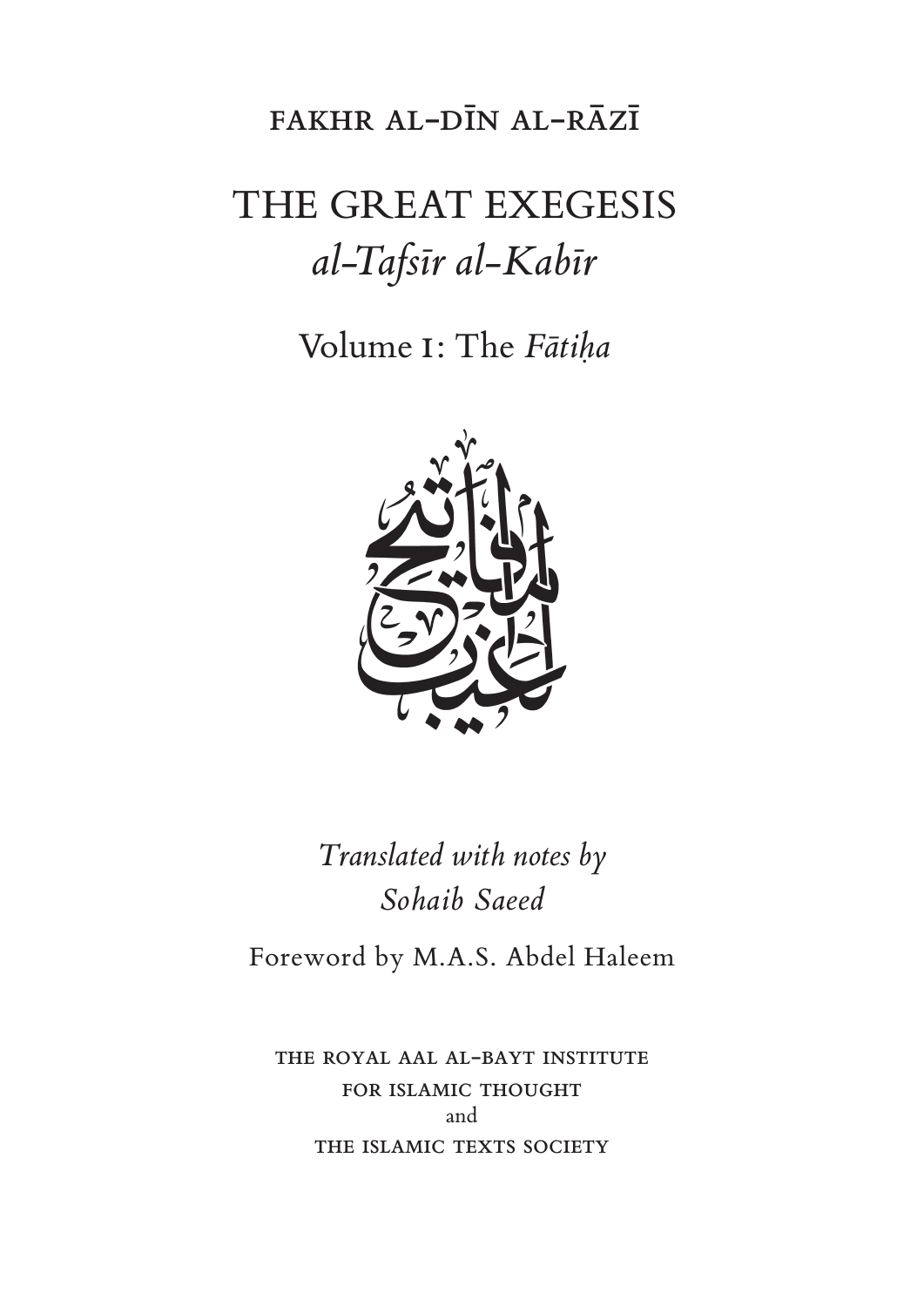FAKHR AL-DĪN AL-RĀZĪ

# THE GREAT EXEGESIS
## *al-Tafsīr al-Kabīr*

### Volume I: The *Fātiḥa*

*Translated with notes by*
*Sohaib Saeed*

Foreword by M.A.S. Abdel Haleem

THE ROYAL AAL AL-BAYT INSTITUTE
FOR ISLAMIC THOUGHT
and
THE ISLAMIC TEXTS SOCIETY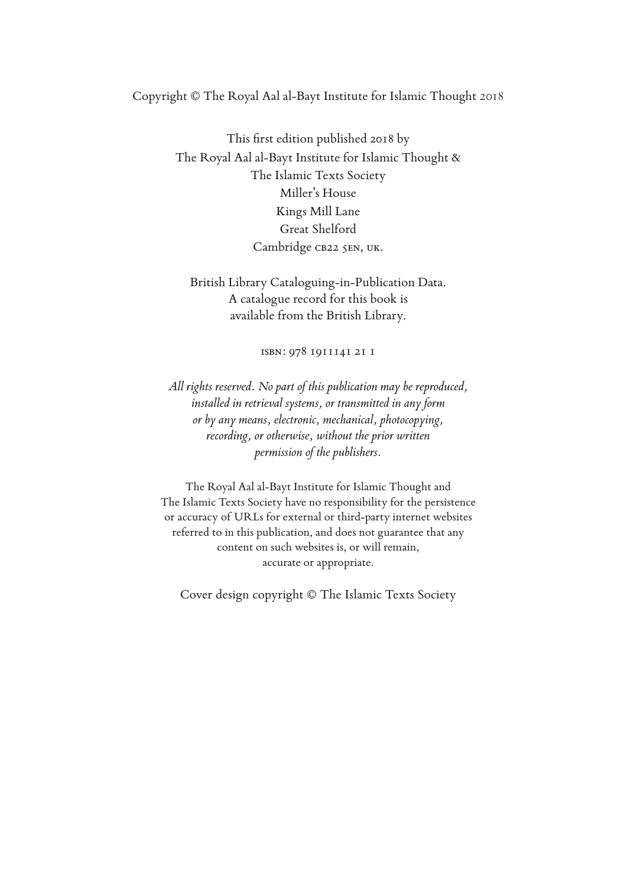Copyright © The Royal Aal al-Bayt Institute for Islamic Thought 2018

This first edition published 2018 by
The Royal Aal al-Bayt Institute for Islamic Thought &
The Islamic Texts Society
Miller's House
Kings Mill Lane
Great Shelford
Cambridge CB22 5EN, UK.

British Library Cataloguing-in-Publication Data.
A catalogue record for this book is
available from the British Library.

ISBN: 978 1911141 21 1

*All rights reserved. No part of this publication may be reproduced, installed in retrieval systems, or transmitted in any form or by any means, electronic, mechanical, photocopying, recording, or otherwise, without the prior written permission of the publishers.*

The Royal Aal al-Bayt Institute for Islamic Thought and
The Islamic Texts Society have no responsibility for the persistence
or accuracy of URLs for external or third-party internet websites
referred to in this publication, and does not guarantee that any
content on such websites is, or will remain,
accurate or appropriate.

Cover design copyright © The Islamic Texts Society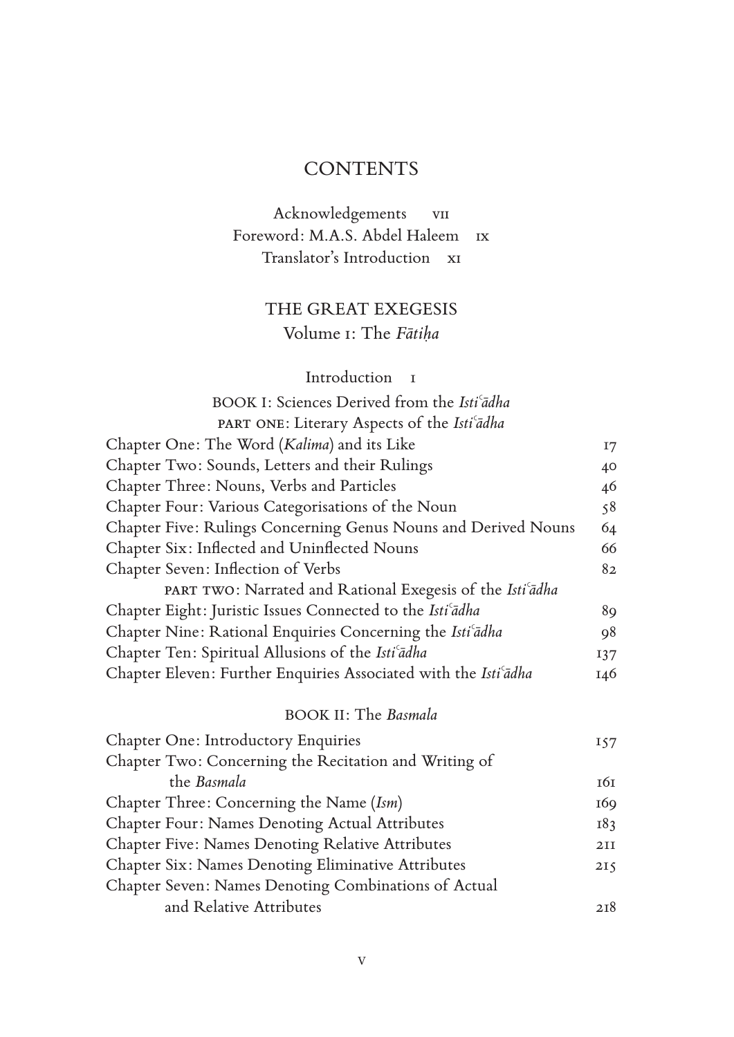# CONTENTS

Acknowledgements vii
Foreword: M.A.S. Abdel Haleem ix
Translator's Introduction xi

## THE GREAT EXEGESIS

### Volume 1: The *Fātiḥa*

Introduction 1

BOOK I: Sciences Derived from the *Isti*ʿ*ādha*

PART ONE: Literary Aspects of the *Isti*ʿ*ādha*

| | |
|---|---|
| Chapter One: The Word (*Kalima*) and its Like | 17 |
| Chapter Two: Sounds, Letters and their Rulings | 40 |
| Chapter Three: Nouns, Verbs and Particles | 46 |
| Chapter Four: Various Categorisations of the Noun | 58 |
| Chapter Five: Rulings Concerning Genus Nouns and Derived Nouns | 64 |
| Chapter Six: Inflected and Uninflected Nouns | 66 |
| Chapter Seven: Inflection of Verbs | 82 |

PART TWO: Narrated and Rational Exegesis of the *Isti*ʿ*ādha*

| | |
|---|---|
| Chapter Eight: Juristic Issues Connected to the *Isti*ʿ*ādha* | 89 |
| Chapter Nine: Rational Enquiries Concerning the *Isti*ʿ*ādha* | 98 |
| Chapter Ten: Spiritual Allusions of the *Isti*ʿ*ādha* | 137 |
| Chapter Eleven: Further Enquiries Associated with the *Isti*ʿ*ādha* | 146 |

BOOK II: The *Basmala*

| | |
|---|---|
| Chapter One: Introductory Enquiries | 157 |
| Chapter Two: Concerning the Recitation and Writing of the *Basmala* | 161 |
| Chapter Three: Concerning the Name (*Ism*) | 169 |
| Chapter Four: Names Denoting Actual Attributes | 183 |
| Chapter Five: Names Denoting Relative Attributes | 211 |
| Chapter Six: Names Denoting Eliminative Attributes | 215 |
| Chapter Seven: Names Denoting Combinations of Actual and Relative Attributes | 218 |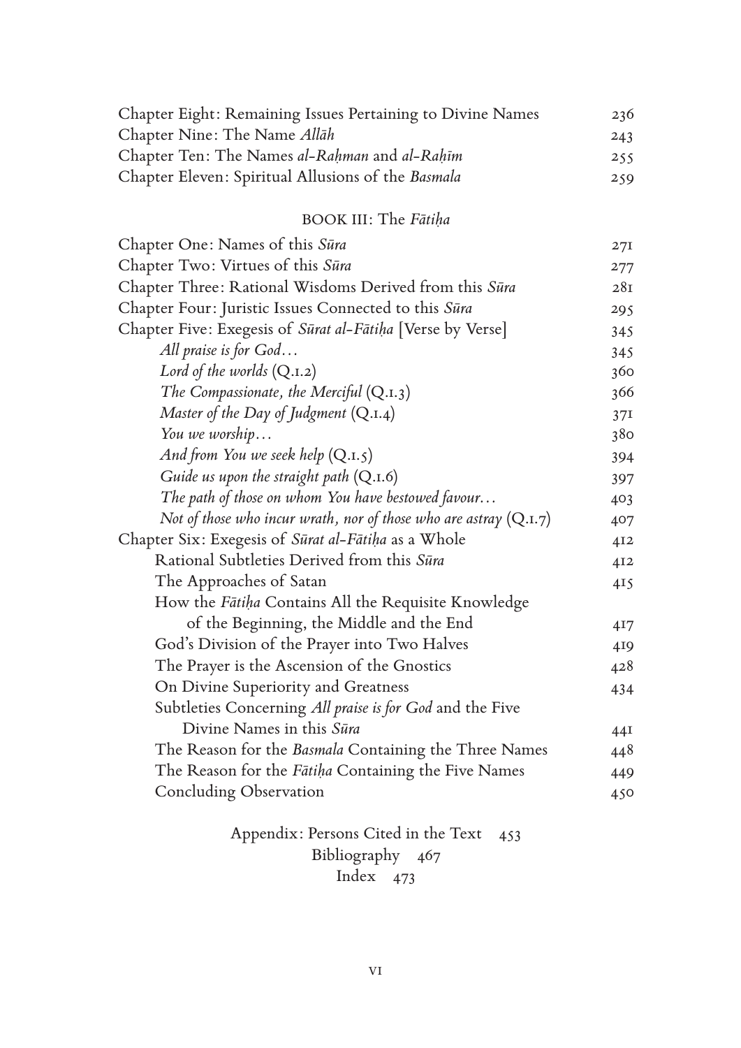Chapter Eight: Remaining Issues Pertaining to Divine Names 236
Chapter Nine: The Name *Allāh* 243
Chapter Ten: The Names *al-Raḥman* and *al-Raḥīm* 255
Chapter Eleven: Spiritual Allusions of the *Basmala* 259

## BOOK III: The *Fātiḥa*

Chapter One: Names of this *Sūra* 271
Chapter Two: Virtues of this *Sūra* 277
Chapter Three: Rational Wisdoms Derived from this *Sūra* 281
Chapter Four: Juristic Issues Connected to this *Sūra* 295
Chapter Five: Exegesis of *Sūrat al-Fātiḥa* [Verse by Verse] 345
- *All praise is for God…* 345
- *Lord of the worlds* (Q.1.2) 360
- *The Compassionate, the Merciful* (Q.1.3) 366
- *Master of the Day of Judgment* (Q.1.4) 371
- *You we worship…* 380
- *And from You we seek help* (Q.1.5) 394
- *Guide us upon the straight path* (Q.1.6) 397
- *The path of those on whom You have bestowed favour…* 403
- *Not of those who incur wrath, nor of those who are astray* (Q.1.7) 407

Chapter Six: Exegesis of *Sūrat al-Fātiḥa* as a Whole 412
- Rational Subtleties Derived from this *Sūra* 412
- The Approaches of Satan 415
- How the *Fātiḥa* Contains All the Requisite Knowledge of the Beginning, the Middle and the End 417
- God's Division of the Prayer into Two Halves 419
- The Prayer is the Ascension of the Gnostics 428
- On Divine Superiority and Greatness 434
- Subtleties Concerning *All praise is for God* and the Five Divine Names in this *Sūra* 441
- The Reason for the *Basmala* Containing the Three Names 448
- The Reason for the *Fātiḥa* Containing the Five Names 449
- Concluding Observation 450

Appendix: Persons Cited in the Text 453
Bibliography 467
Index 473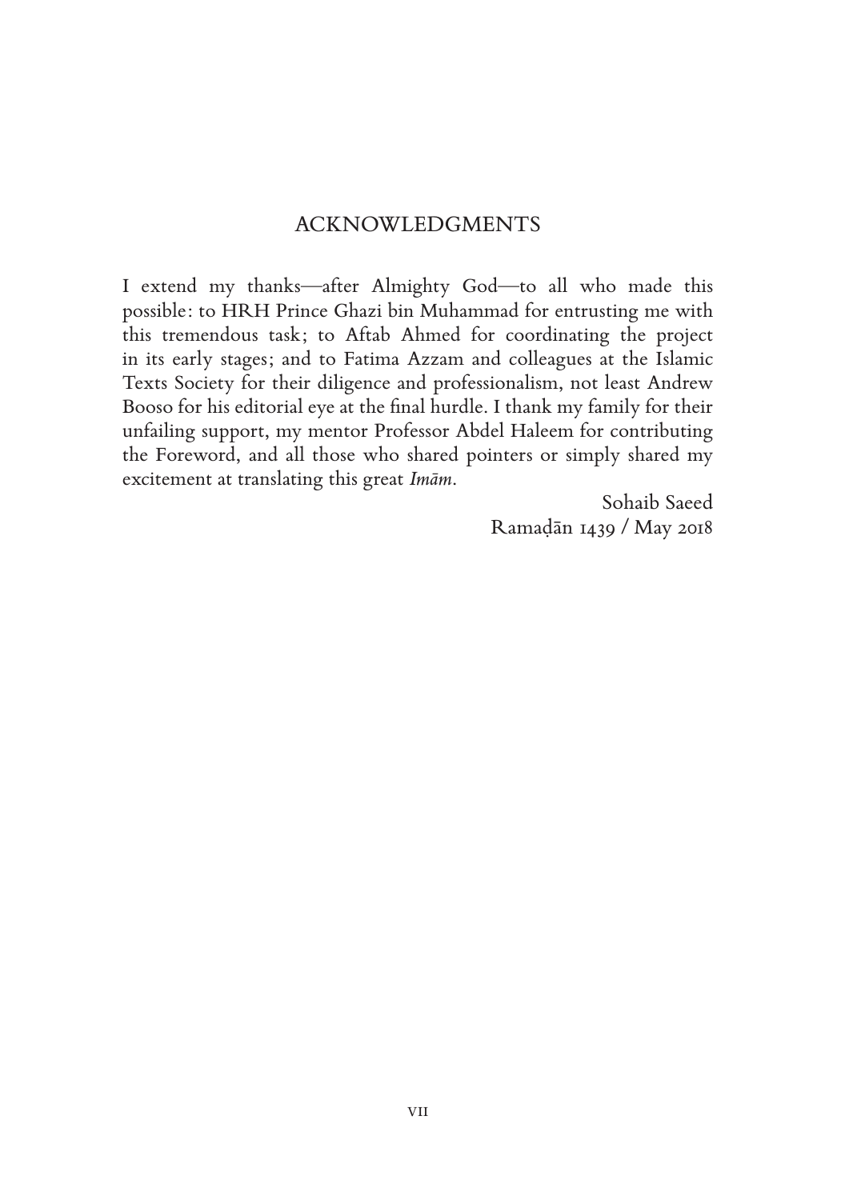# ACKNOWLEDGMENTS

I extend my thanks—after Almighty God—to all who made this possible: to HRH Prince Ghazi bin Muhammad for entrusting me with this tremendous task; to Aftab Ahmed for coordinating the project in its early stages; and to Fatima Azzam and colleagues at the Islamic Texts Society for their diligence and professionalism, not least Andrew Booso for his editorial eye at the final hurdle. I thank my family for their unfailing support, my mentor Professor Abdel Haleem for contributing the Foreword, and all those who shared pointers or simply shared my excitement at translating this great *Imām*.

Sohaib Saeed
Ramaḍān 1439 / May 2018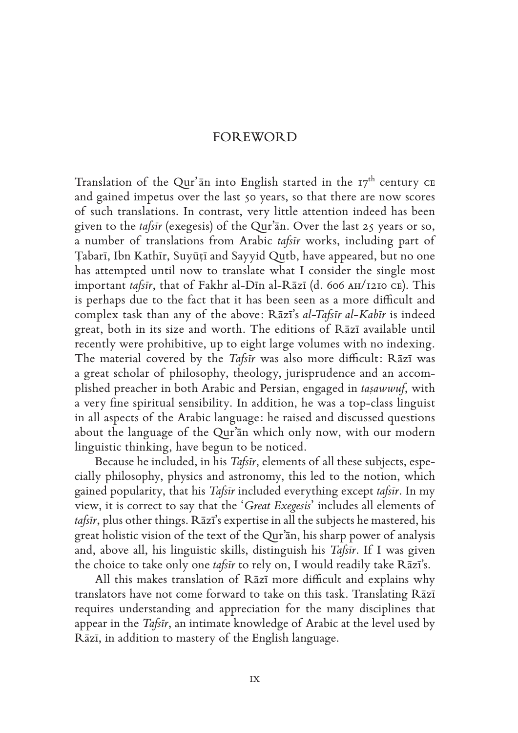# FOREWORD

Translation of the Qur'ān into English started in the 17th century CE and gained impetus over the last 50 years, so that there are now scores of such translations. In contrast, very little attention indeed has been given to the *tafsīr* (exegesis) of the Qur'ān. Over the last 25 years or so, a number of translations from Arabic *tafsīr* works, including part of Ṭabarī, Ibn Kathīr, Suyūṭī and Sayyid Quṭb, have appeared, but no one has attempted until now to translate what I consider the single most important *tafsīr*, that of Fakhr al-Dīn al-Rāzī (d. 606 AH/1210 CE). This is perhaps due to the fact that it has been seen as a more difficult and complex task than any of the above: Rāzī's *al-Tafsīr al-Kabīr* is indeed great, both in its size and worth. The editions of Rāzī available until recently were prohibitive, up to eight large volumes with no indexing. The material covered by the *Tafsīr* was also more difficult: Rāzī was a great scholar of philosophy, theology, jurisprudence and an accomplished preacher in both Arabic and Persian, engaged in *taṣawwuf*, with a very fine spiritual sensibility. In addition, he was a top-class linguist in all aspects of the Arabic language: he raised and discussed questions about the language of the Qur'ān which only now, with our modern linguistic thinking, have begun to be noticed.

Because he included, in his *Tafsīr*, elements of all these subjects, especially philosophy, physics and astronomy, this led to the notion, which gained popularity, that his *Tafsīr* included everything except *tafsīr*. In my view, it is correct to say that the '*Great Exegesis*' includes all elements of *tafsīr*, plus other things. Rāzī's expertise in all the subjects he mastered, his great holistic vision of the text of the Qur'ān, his sharp power of analysis and, above all, his linguistic skills, distinguish his *Tafsīr*. If I was given the choice to take only one *tafsīr* to rely on, I would readily take Rāzī's.

All this makes translation of Rāzī more difficult and explains why translators have not come forward to take on this task. Translating Rāzī requires understanding and appreciation for the many disciplines that appear in the *Tafsīr*, an intimate knowledge of Arabic at the level used by Rāzī, in addition to mastery of the English language.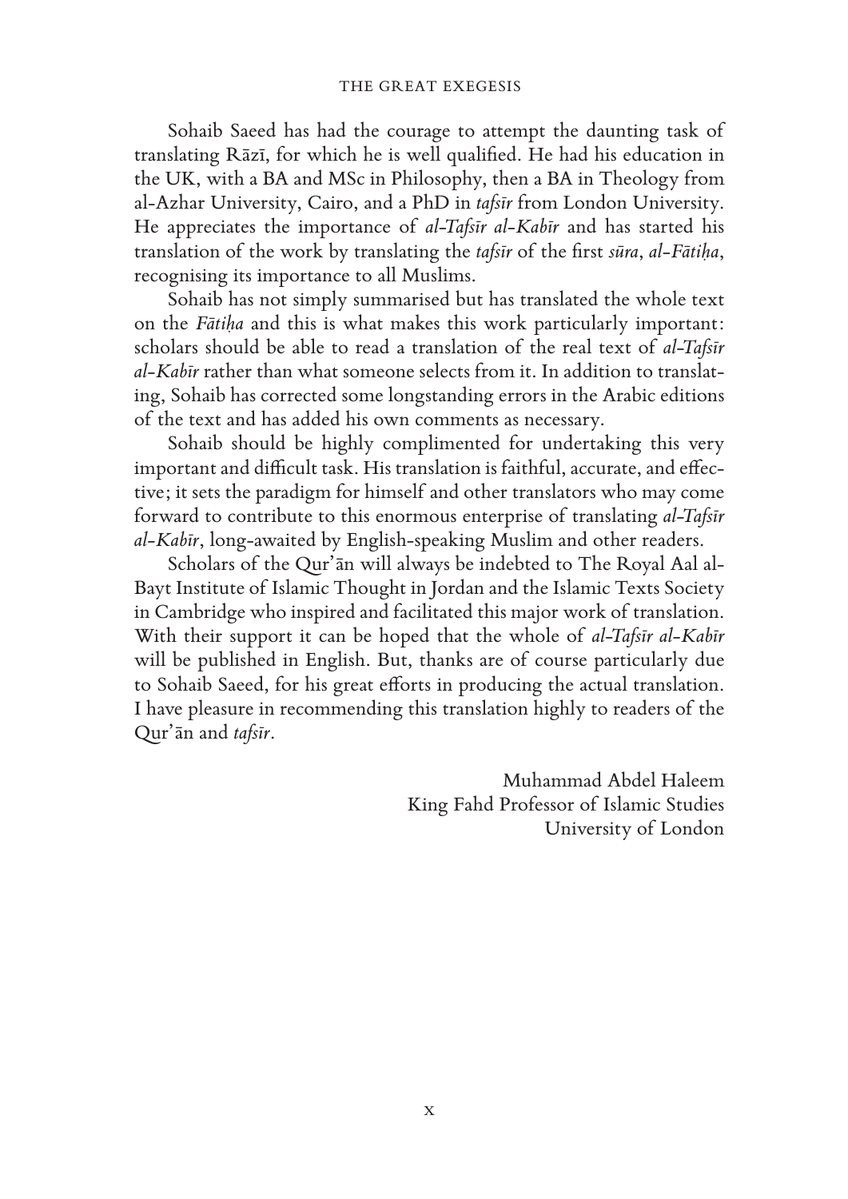Sohaib Saeed has had the courage to attempt the daunting task of translating Rāzī, for which he is well qualified. He had his education in the UK, with a BA and MSc in Philosophy, then a BA in Theology from al-Azhar University, Cairo, and a PhD in *tafsīr* from London University. He appreciates the importance of *al-Tafsīr al-Kabīr* and has started his translation of the work by translating the *tafsīr* of the first *sūra*, *al-Fātiḥa*, recognising its importance to all Muslims.

Sohaib has not simply summarised but has translated the whole text on the *Fātiḥa* and this is what makes this work particularly important: scholars should be able to read a translation of the real text of *al-Tafsīr al-Kabīr* rather than what someone selects from it. In addition to translating, Sohaib has corrected some longstanding errors in the Arabic editions of the text and has added his own comments as necessary.

Sohaib should be highly complimented for undertaking this very important and difficult task. His translation is faithful, accurate, and effective; it sets the paradigm for himself and other translators who may come forward to contribute to this enormous enterprise of translating *al-Tafsīr al-Kabīr*, long-awaited by English-speaking Muslim and other readers.

Scholars of the Qur'ān will always be indebted to The Royal Aal al-Bayt Institute of Islamic Thought in Jordan and the Islamic Texts Society in Cambridge who inspired and facilitated this major work of translation. With their support it can be hoped that the whole of *al-Tafsīr al-Kabīr* will be published in English. But, thanks are of course particularly due to Sohaib Saeed, for his great efforts in producing the actual translation. I have pleasure in recommending this translation highly to readers of the Qur'ān and *tafsīr*.

Muhammad Abdel Haleem  
King Fahd Professor of Islamic Studies  
University of London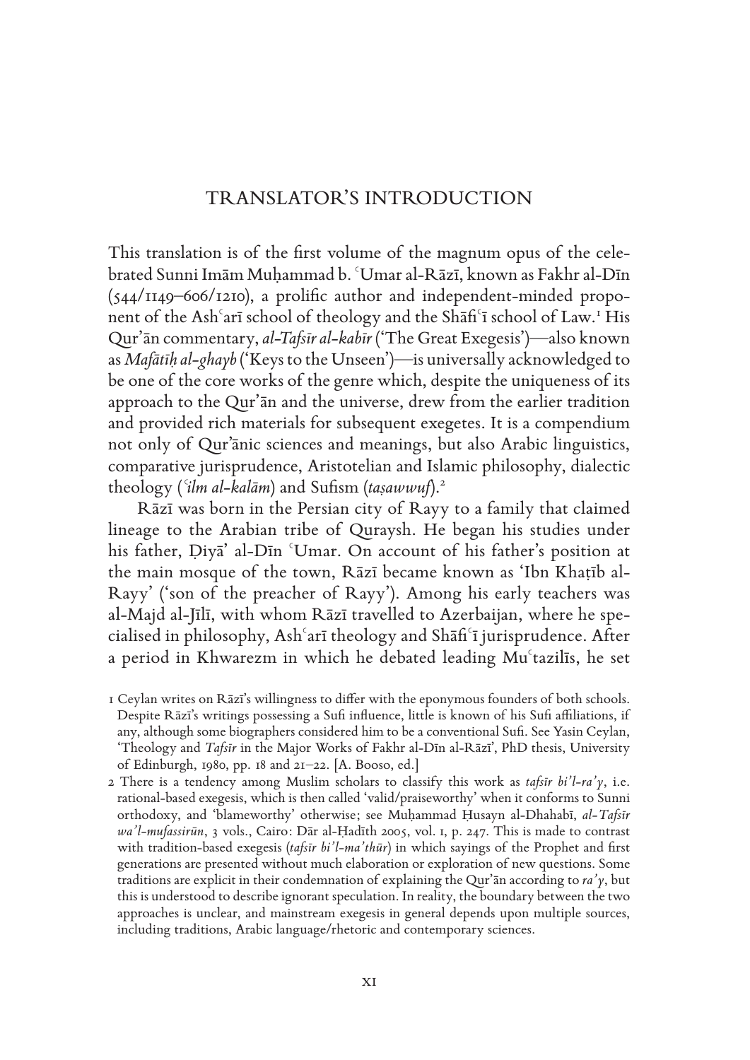# TRANSLATOR'S INTRODUCTION

This translation is of the first volume of the magnum opus of the celebrated Sunni Imām Muḥammad b. ʿUmar al-Rāzī, known as Fakhr al-Dīn (544/1149–606/1210), a prolific author and independent-minded proponent of the Ashʿarī school of theology and the Shāfiʿī school of Law.[1] His Qur'ān commentary, *al-Tafsīr al-kabīr* ('The Great Exegesis')—also known as *Mafātīḥ al-ghayb* ('Keys to the Unseen')—is universally acknowledged to be one of the core works of the genre which, despite the uniqueness of its approach to the Qur'ān and the universe, drew from the earlier tradition and provided rich materials for subsequent exegetes. It is a compendium not only of Qur'ānic sciences and meanings, but also Arabic linguistics, comparative jurisprudence, Aristotelian and Islamic philosophy, dialectic theology (*ʿilm al-kalām*) and Sufism (*taṣawwuf*).[2]

Rāzī was born in the Persian city of Rayy to a family that claimed lineage to the Arabian tribe of Quraysh. He began his studies under his father, Ḍiyā' al-Dīn ʿUmar. On account of his father's position at the main mosque of the town, Rāzī became known as 'Ibn Khaṭīb al-Rayy' ('son of the preacher of Rayy'). Among his early teachers was al-Majd al-Jīlī, with whom Rāzī travelled to Azerbaijan, where he specialised in philosophy, Ashʿarī theology and Shāfiʿī jurisprudence. After a period in Khwarezm in which he debated leading Muʿtazilīs, he set

1 Ceylan writes on Rāzī's willingness to differ with the eponymous founders of both schools. Despite Rāzī's writings possessing a Sufi influence, little is known of his Sufi affiliations, if any, although some biographers considered him to be a conventional Sufi. See Yasin Ceylan, 'Theology and *Tafsīr* in the Major Works of Fakhr al-Dīn al-Rāzī', PhD thesis, University of Edinburgh, 1980, pp. 18 and 21–22. [A. Booso, ed.]

2 There is a tendency among Muslim scholars to classify this work as *tafsīr bi'l-ra'y*, i.e. rational-based exegesis, which is then called 'valid/praiseworthy' when it conforms to Sunni orthodoxy, and 'blameworthy' otherwise; see Muḥammad Ḥusayn al-Dhahabī, *al-Tafsīr wa'l-mufassirūn*, 3 vols., Cairo: Dār al-Ḥadīth 2005, vol. 1, p. 247. This is made to contrast with tradition-based exegesis (*tafsīr bi'l-ma'thūr*) in which sayings of the Prophet and first generations are presented without much elaboration or exploration of new questions. Some traditions are explicit in their condemnation of explaining the Qur'ān according to *ra'y*, but this is understood to describe ignorant speculation. In reality, the boundary between the two approaches is unclear, and mainstream exegesis in general depends upon multiple sources, including traditions, Arabic language/rhetoric and contemporary sciences.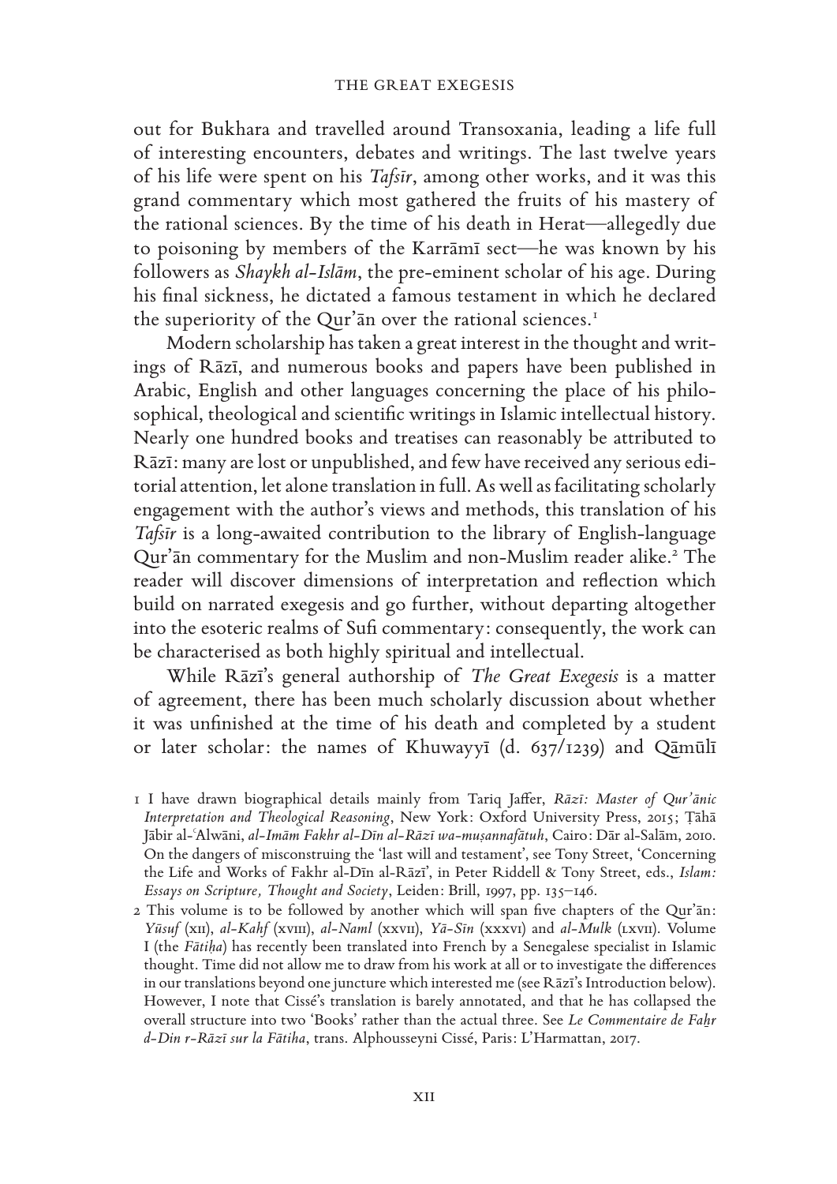out for Bukhara and travelled around Transoxania, leading a life full of interesting encounters, debates and writings. The last twelve years of his life were spent on his *Tafsīr*, among other works, and it was this grand commentary which most gathered the fruits of his mastery of the rational sciences. By the time of his death in Herat—allegedly due to poisoning by members of the Karrāmī sect—he was known by his followers as *Shaykh al-Islām*, the pre-eminent scholar of his age. During his final sickness, he dictated a famous testament in which he declared the superiority of the Qur'ān over the rational sciences.[1]

Modern scholarship has taken a great interest in the thought and writings of Rāzī, and numerous books and papers have been published in Arabic, English and other languages concerning the place of his philosophical, theological and scientific writings in Islamic intellectual history. Nearly one hundred books and treatises can reasonably be attributed to Rāzī: many are lost or unpublished, and few have received any serious editorial attention, let alone translation in full. As well as facilitating scholarly engagement with the author's views and methods, this translation of his *Tafsīr* is a long-awaited contribution to the library of English-language Qur'ān commentary for the Muslim and non-Muslim reader alike.[2] The reader will discover dimensions of interpretation and reflection which build on narrated exegesis and go further, without departing altogether into the esoteric realms of Sufi commentary: consequently, the work can be characterised as both highly spiritual and intellectual.

While Rāzī's general authorship of *The Great Exegesis* is a matter of agreement, there has been much scholarly discussion about whether it was unfinished at the time of his death and completed by a student or later scholar: the names of Khuwayyī (d. 637/1239) and Qāmūlī

1 I have drawn biographical details mainly from Tariq Jaffer, *Rāzī: Master of Qur'ānic Interpretation and Theological Reasoning*, New York: Oxford University Press, 2015; Ṭāhā Jābir al-ʿAlwānī, *al-Imām Fakhr al-Dīn al-Rāzī wa-muṣannafātuh*, Cairo: Dār al-Salām, 2010. On the dangers of misconstruing the 'last will and testament', see Tony Street, 'Concerning the Life and Works of Fakhr al-Dīn al-Rāzī', in Peter Riddell & Tony Street, eds., *Islam: Essays on Scripture, Thought and Society*, Leiden: Brill, 1997, pp. 135–146.

2 This volume is to be followed by another which will span five chapters of the Qur'ān: *Yūsuf* (XII), *al-Kahf* (XVIII), *al-Naml* (XXVII), *Yā-Sīn* (XXXVI) and *al-Mulk* (LXVII). Volume I (the *Fātiḥa*) has recently been translated into French by a Senegalese specialist in Islamic thought. Time did not allow me to draw from his work at all or to investigate the differences in our translations beyond one juncture which interested me (see Rāzī's Introduction below). However, I note that Cissé's translation is barely annotated, and that he has collapsed the overall structure into two 'Books' rather than the actual three. See *Le Commentaire de Faḫr d-Din r-Rāzī sur la Fātiha*, trans. Alphousseyni Cissé, Paris: L'Harmattan, 2017.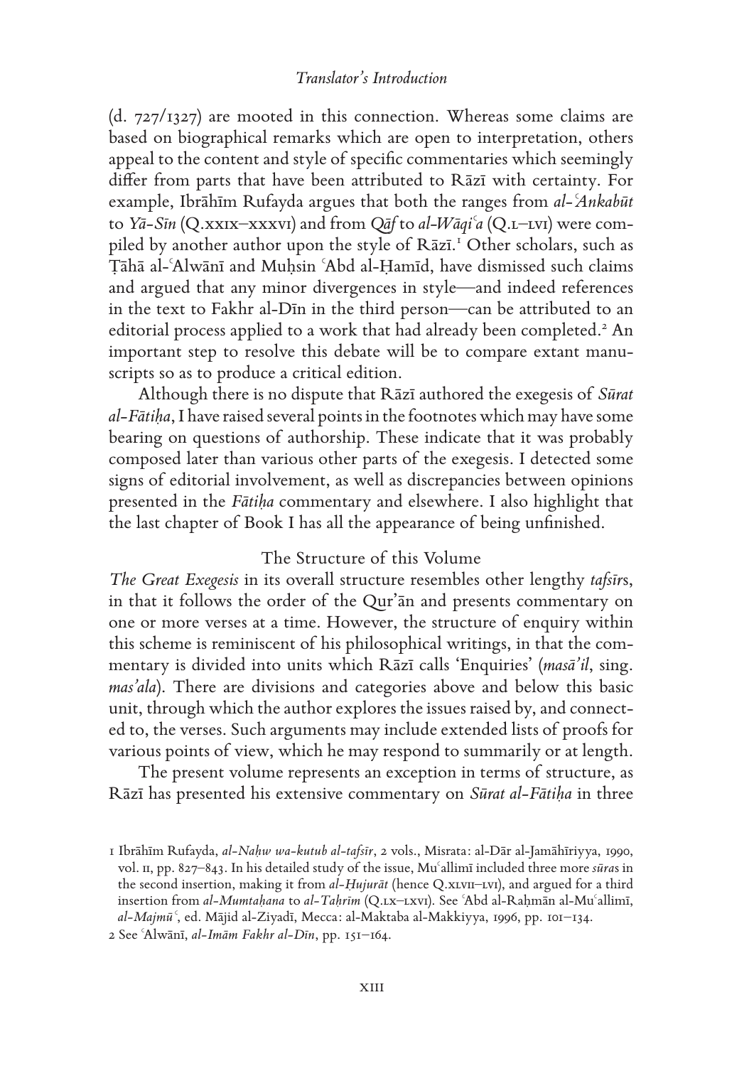(d. 727/1327) are mooted in this connection. Whereas some claims are based on biographical remarks which are open to interpretation, others appeal to the content and style of specific commentaries which seemingly differ from parts that have been attributed to Rāzī with certainty. For example, Ibrāhīm Rufayda argues that both the ranges from *al-ʿAnkabūt* to *Yā-Sīn* (Q.xxix–xxxvi) and from *Qāf* to *al-Wāqiʿa* (Q.l–lvi) were compiled by another author upon the style of Rāzī.[1] Other scholars, such as Ṭāhā al-ʿAlwānī and Muḥsin ʿAbd al-Ḥamīd, have dismissed such claims and argued that any minor divergences in style—and indeed references in the text to Fakhr al-Dīn in the third person—can be attributed to an editorial process applied to a work that had already been completed.[2] An important step to resolve this debate will be to compare extant manuscripts so as to produce a critical edition.

Although there is no dispute that Rāzī authored the exegesis of *Sūrat al-Fātiḥa*, I have raised several points in the footnotes which may have some bearing on questions of authorship. These indicate that it was probably composed later than various other parts of the exegesis. I detected some signs of editorial involvement, as well as discrepancies between opinions presented in the *Fātiḥa* commentary and elsewhere. I also highlight that the last chapter of Book I has all the appearance of being unfinished.

## The Structure of this Volume

*The Great Exegesis* in its overall structure resembles other lengthy *tafsīr*s, in that it follows the order of the Qur'ān and presents commentary on one or more verses at a time. However, the structure of enquiry within this scheme is reminiscent of his philosophical writings, in that the commentary is divided into units which Rāzī calls 'Enquiries' (*masā'il*, sing. *mas'ala*). There are divisions and categories above and below this basic unit, through which the author explores the issues raised by, and connected to, the verses. Such arguments may include extended lists of proofs for various points of view, which he may respond to summarily or at length.

The present volume represents an exception in terms of structure, as Rāzī has presented his extensive commentary on *Sūrat al-Fātiḥa* in three

---

1 Ibrāhīm Rufayda, *al-Naḥw wa-kutub al-tafsīr*, 2 vols., Misrata: al-Dār al-Jamāhīriyya, 1990, vol. ii, pp. 827–843. In his detailed study of the issue, Muʿallimī included three more *sūra*s in the second insertion, making it from *al-Ḥujurāt* (hence Q.xlvii–lvi), and argued for a third insertion from *al-Mumtaḥana* to *al-Taḥrīm* (Q.lx–lxvi). See ʿAbd al-Raḥmān al-Muʿallimī, *al-Majmūʿ*, ed. Mājid al-Ziyadī, Mecca: al-Maktaba al-Makkiyya, 1996, pp. 101–134.

2 See ʿAlwānī, *al-Imām Fakhr al-Dīn*, pp. 151–164.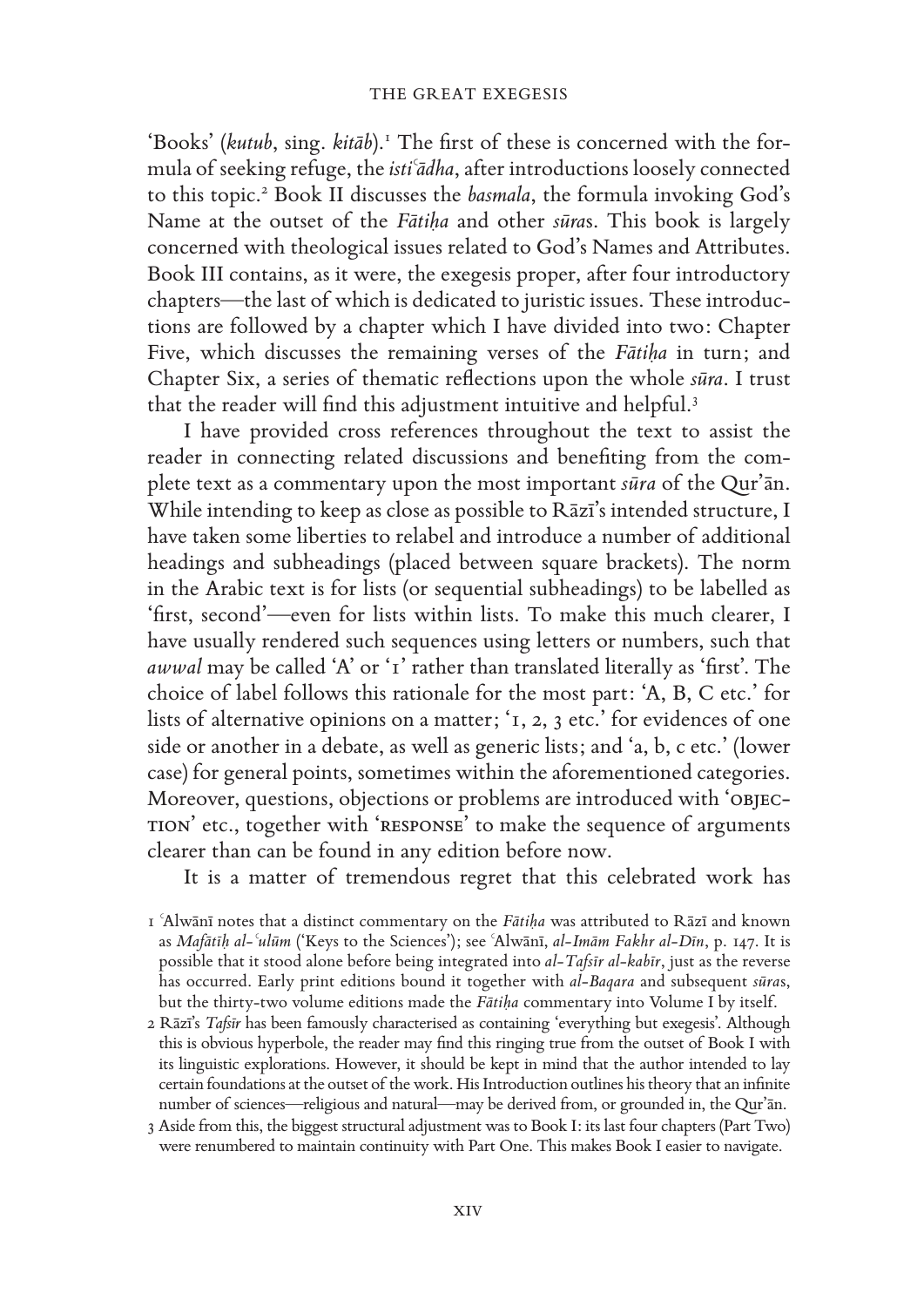'Books' (*kutub*, sing. *kitāb*).[1] The first of these is concerned with the formula of seeking refuge, the *istiʿādha*, after introductions loosely connected to this topic.[2] Book II discusses the *basmala*, the formula invoking God's Name at the outset of the *Fātiḥa* and other *sūra*s. This book is largely concerned with theological issues related to God's Names and Attributes. Book III contains, as it were, the exegesis proper, after four introductory chapters—the last of which is dedicated to juristic issues. These introductions are followed by a chapter which I have divided into two: Chapter Five, which discusses the remaining verses of the *Fātiḥa* in turn; and Chapter Six, a series of thematic reflections upon the whole *sūra*. I trust that the reader will find this adjustment intuitive and helpful.[3]

I have provided cross references throughout the text to assist the reader in connecting related discussions and benefiting from the complete text as a commentary upon the most important *sūra* of the Qur'ān. While intending to keep as close as possible to Rāzī's intended structure, I have taken some liberties to relabel and introduce a number of additional headings and subheadings (placed between square brackets). The norm in the Arabic text is for lists (or sequential subheadings) to be labelled as 'first, second'—even for lists within lists. To make this much clearer, I have usually rendered such sequences using letters or numbers, such that *awwal* may be called 'A' or '1' rather than translated literally as 'first'. The choice of label follows this rationale for the most part: 'A, B, C etc.' for lists of alternative opinions on a matter; '1, 2, 3 etc.' for evidences of one side or another in a debate, as well as generic lists; and 'a, b, c etc.' (lower case) for general points, sometimes within the aforementioned categories. Moreover, questions, objections or problems are introduced with 'OBJECTION' etc., together with 'RESPONSE' to make the sequence of arguments clearer than can be found in any edition before now.

It is a matter of tremendous regret that this celebrated work has

1 ʿAlwānī notes that a distinct commentary on the *Fātiḥa* was attributed to Rāzī and known as *Mafātīḥ al-ʿulūm* ('Keys to the Sciences'); see ʿAlwānī, *al-Imām Fakhr al-Dīn*, p. 147. It is possible that it stood alone before being integrated into *al-Tafsīr al-kabīr*, just as the reverse has occurred. Early print editions bound it together with *al-Baqara* and subsequent *sūra*s, but the thirty-two volume editions made the *Fātiḥa* commentary into Volume I by itself.

2 Rāzī's *Tafsīr* has been famously characterised as containing 'everything but exegesis'. Although this is obvious hyperbole, the reader may find this ringing true from the outset of Book I with its linguistic explorations. However, it should be kept in mind that the author intended to lay certain foundations at the outset of the work. His Introduction outlines his theory that an infinite number of sciences—religious and natural—may be derived from, or grounded in, the Qur'ān.

3 Aside from this, the biggest structural adjustment was to Book I: its last four chapters (Part Two) were renumbered to maintain continuity with Part One. This makes Book I easier to navigate.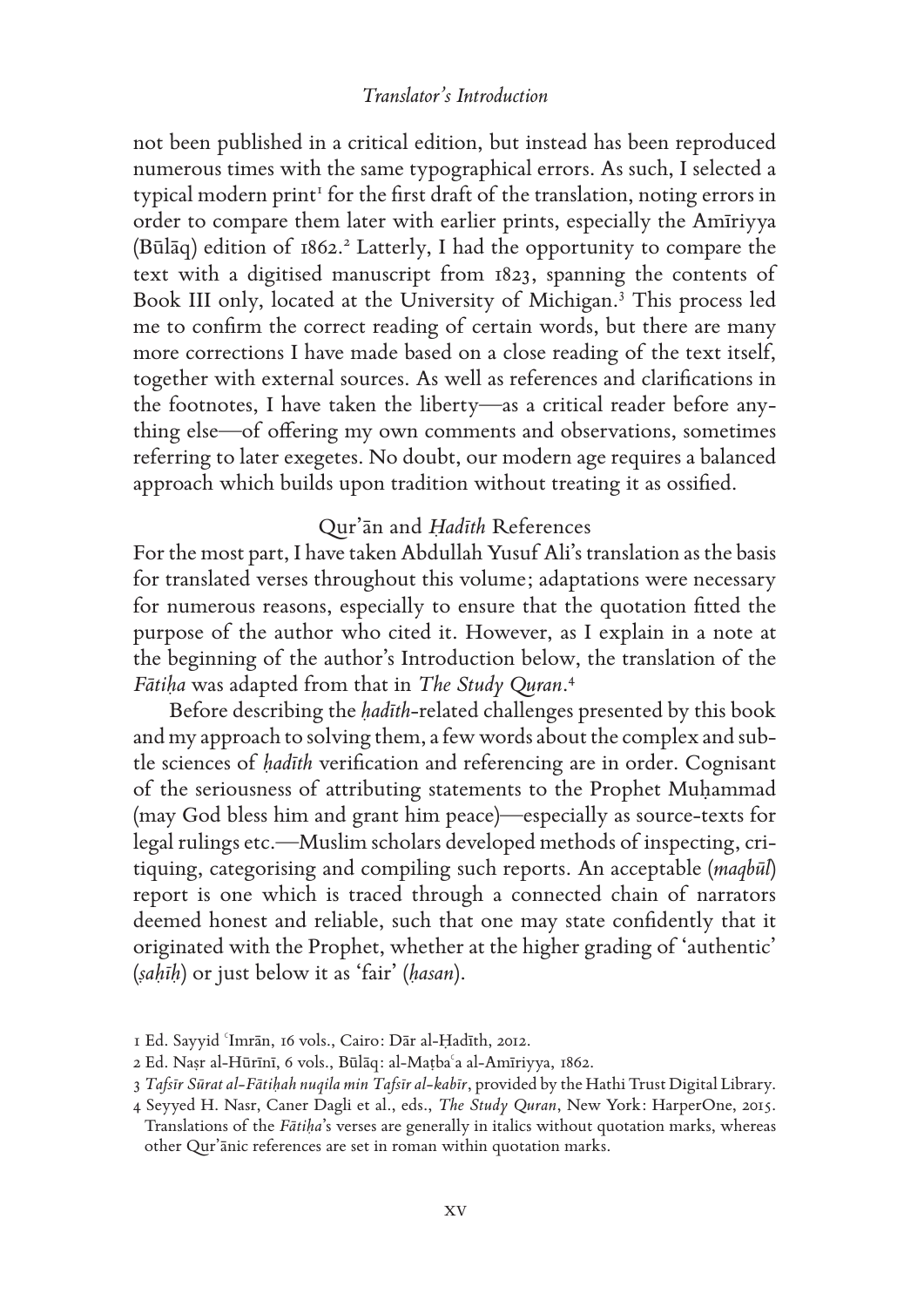not been published in a critical edition, but instead has been reproduced numerous times with the same typographical errors. As such, I selected a typical modern print[1] for the first draft of the translation, noting errors in order to compare them later with earlier prints, especially the Amīriyya (Būlāq) edition of 1862.[2] Latterly, I had the opportunity to compare the text with a digitised manuscript from 1823, spanning the contents of Book III only, located at the University of Michigan.[3] This process led me to confirm the correct reading of certain words, but there are many more corrections I have made based on a close reading of the text itself, together with external sources. As well as references and clarifications in the footnotes, I have taken the liberty—as a critical reader before anything else—of offering my own comments and observations, sometimes referring to later exegetes. No doubt, our modern age requires a balanced approach which builds upon tradition without treating it as ossified.

## Qur'ān and *Ḥadīth* References

For the most part, I have taken Abdullah Yusuf Ali's translation as the basis for translated verses throughout this volume; adaptations were necessary for numerous reasons, especially to ensure that the quotation fitted the purpose of the author who cited it. However, as I explain in a note at the beginning of the author's Introduction below, the translation of the *Fātiḥa* was adapted from that in *The Study Quran*.[4]

Before describing the *ḥadīth*-related challenges presented by this book and my approach to solving them, a few words about the complex and subtle sciences of *ḥadīth* verification and referencing are in order. Cognisant of the seriousness of attributing statements to the Prophet Muḥammad (may God bless him and grant him peace)—especially as source-texts for legal rulings etc.—Muslim scholars developed methods of inspecting, critiquing, categorising and compiling such reports. An acceptable (*maqbūl*) report is one which is traced through a connected chain of narrators deemed honest and reliable, such that one may state confidently that it originated with the Prophet, whether at the higher grading of 'authentic' (*ṣaḥīḥ*) or just below it as 'fair' (*ḥasan*).

---

1 Ed. Sayyid ʿImrān, 16 vols., Cairo: Dār al-Ḥadīth, 2012.

2 Ed. Naṣr al-Hūrīnī, 6 vols., Būlāq: al-Maṭbaʿa al-Amīriyya, 1862.

3 *Tafsīr Sūrat al-Fātiḥah nuqila min Tafsīr al-kabīr*, provided by the Hathi Trust Digital Library.

4 Seyyed H. Nasr, Caner Dagli et al., eds., *The Study Quran*, New York: HarperOne, 2015. Translations of the *Fātiḥa*'s verses are generally in italics without quotation marks, whereas other Qur'ānic references are set in roman within quotation marks.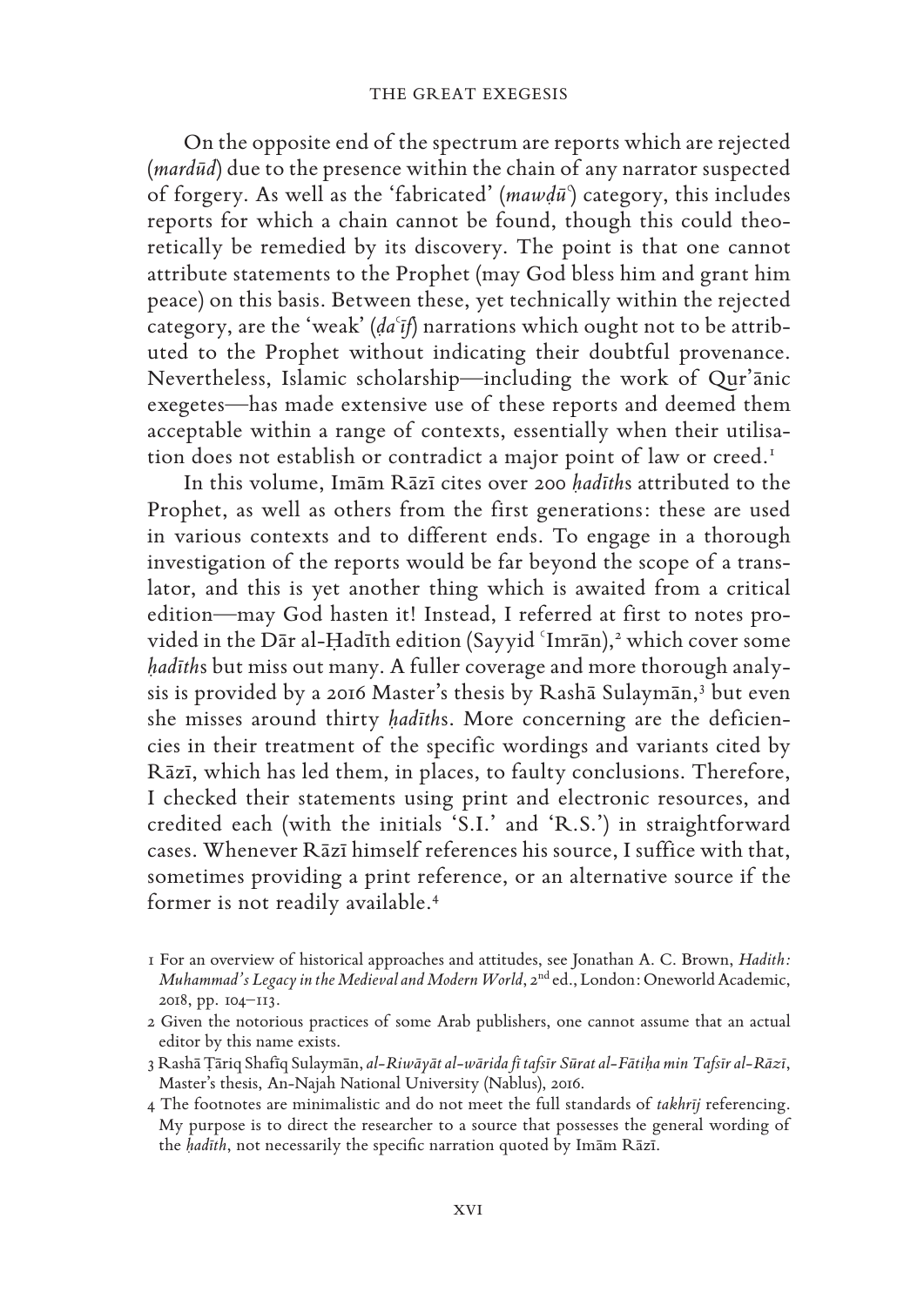On the opposite end of the spectrum are reports which are rejected (*mardūd*) due to the presence within the chain of any narrator suspected of forgery. As well as the 'fabricated' (*mawḍūʿ*) category, this includes reports for which a chain cannot be found, though this could theoretically be remedied by its discovery. The point is that one cannot attribute statements to the Prophet (may God bless him and grant him peace) on this basis. Between these, yet technically within the rejected category, are the 'weak' (*ḍaʿīf*) narrations which ought not to be attributed to the Prophet without indicating their doubtful provenance. Nevertheless, Islamic scholarship—including the work of Qur'ānic exegetes—has made extensive use of these reports and deemed them acceptable within a range of contexts, essentially when their utilisation does not establish or contradict a major point of law or creed.[1]

In this volume, Imām Rāzī cites over 200 *ḥadīth*s attributed to the Prophet, as well as others from the first generations: these are used in various contexts and to different ends. To engage in a thorough investigation of the reports would be far beyond the scope of a translator, and this is yet another thing which is awaited from a critical edition—may God hasten it! Instead, I referred at first to notes provided in the Dār al-Ḥadīth edition (Sayyid ʿImrān),[2] which cover some *ḥadīth*s but miss out many. A fuller coverage and more thorough analysis is provided by a 2016 Master's thesis by Rashā Sulaymān,[3] but even she misses around thirty *ḥadīth*s. More concerning are the deficiencies in their treatment of the specific wordings and variants cited by Rāzī, which has led them, in places, to faulty conclusions. Therefore, I checked their statements using print and electronic resources, and credited each (with the initials 'S.I.' and 'R.S.') in straightforward cases. Whenever Rāzī himself references his source, I suffice with that, sometimes providing a print reference, or an alternative source if the former is not readily available.[4]

1 For an overview of historical approaches and attitudes, see Jonathan A. C. Brown, *Hadith: Muhammad's Legacy in the Medieval and Modern World*, 2nd ed., London: Oneworld Academic, 2018, pp. 104–113.

2 Given the notorious practices of some Arab publishers, one cannot assume that an actual editor by this name exists.

3 Rashā Ṭāriq Shafīq Sulaymān, *al-Riwāyāt al-wārida fī tafsīr Sūrat al-Fātiḥa min Tafsīr al-Rāzī*, Master's thesis, An-Najah National University (Nablus), 2016.

4 The footnotes are minimalistic and do not meet the full standards of *takhrīj* referencing. My purpose is to direct the researcher to a source that possesses the general wording of the *ḥadīth*, not necessarily the specific narration quoted by Imām Rāzī.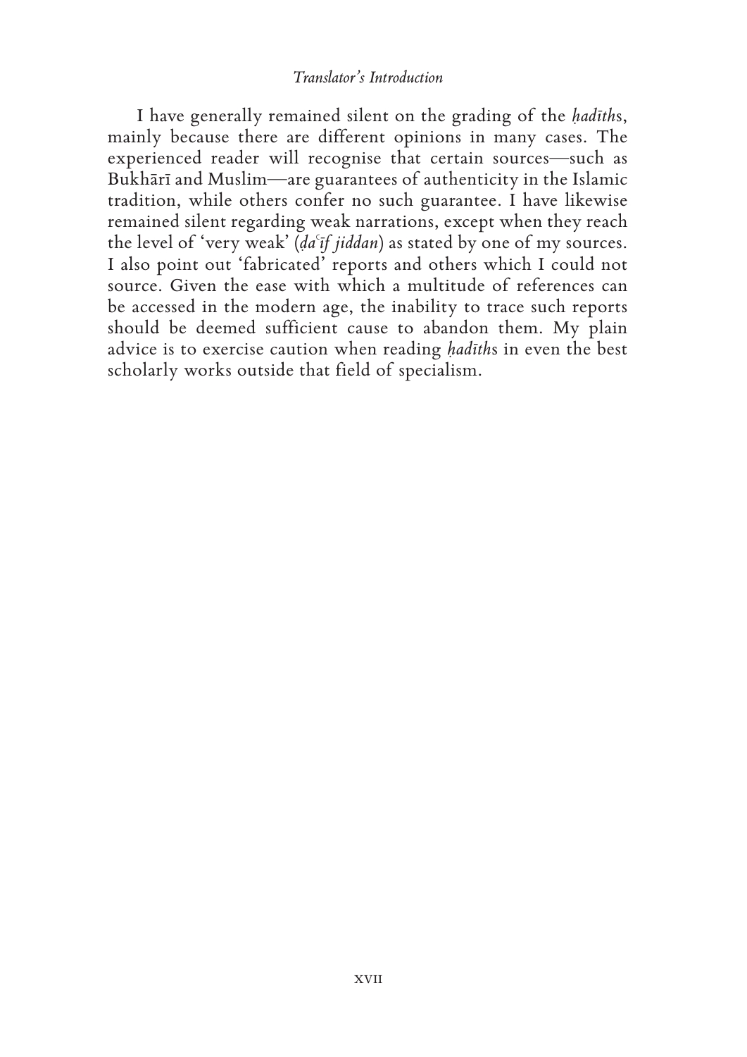I have generally remained silent on the grading of the *ḥadīth*s, mainly because there are different opinions in many cases. The experienced reader will recognise that certain sources—such as Bukhārī and Muslim—are guarantees of authenticity in the Islamic tradition, while others confer no such guarantee. I have likewise remained silent regarding weak narrations, except when they reach the level of 'very weak' (*ḍaʿīf jiddan*) as stated by one of my sources. I also point out 'fabricated' reports and others which I could not source. Given the ease with which a multitude of references can be accessed in the modern age, the inability to trace such reports should be deemed sufficient cause to abandon them. My plain advice is to exercise caution when reading *ḥadīth*s in even the best scholarly works outside that field of specialism.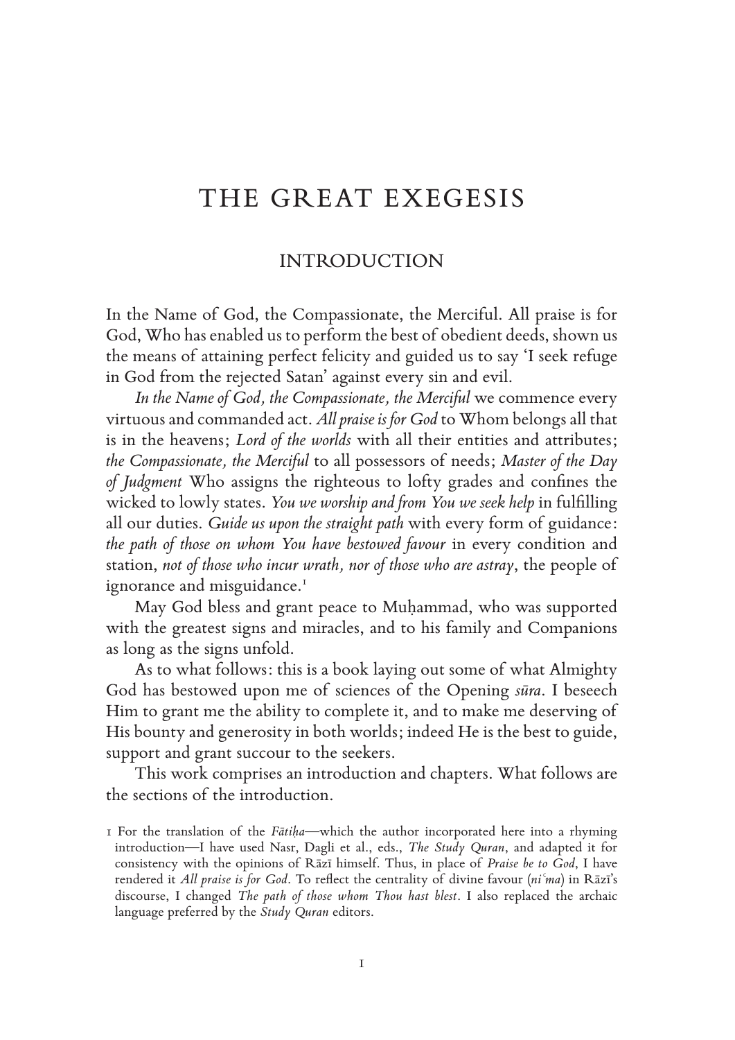# THE GREAT EXEGESIS

## INTRODUCTION

In the Name of God, the Compassionate, the Merciful. All praise is for God, Who has enabled us to perform the best of obedient deeds, shown us the means of attaining perfect felicity and guided us to say 'I seek refuge in God from the rejected Satan' against every sin and evil.

*In the Name of God, the Compassionate, the Merciful* we commence every virtuous and commanded act. *All praise is for God* to Whom belongs all that is in the heavens; *Lord of the worlds* with all their entities and attributes; *the Compassionate, the Merciful* to all possessors of needs; *Master of the Day of Judgment* Who assigns the righteous to lofty grades and confines the wicked to lowly states. *You we worship and from You we seek help* in fulfilling all our duties. *Guide us upon the straight path* with every form of guidance: *the path of those on whom You have bestowed favour* in every condition and station, *not of those who incur wrath, nor of those who are astray*, the people of ignorance and misguidance.[1]

May God bless and grant peace to Muḥammad, who was supported with the greatest signs and miracles, and to his family and Companions as long as the signs unfold.

As to what follows: this is a book laying out some of what Almighty God has bestowed upon me of sciences of the Opening *sūra*. I beseech Him to grant me the ability to complete it, and to make me deserving of His bounty and generosity in both worlds; indeed He is the best to guide, support and grant succour to the seekers.

This work comprises an introduction and chapters. What follows are the sections of the introduction.

---

1 For the translation of the *Fātiḥa*—which the author incorporated here into a rhyming introduction—I have used Nasr, Dagli et al., eds., *The Study Quran*, and adapted it for consistency with the opinions of Rāzī himself. Thus, in place of *Praise be to God*, I have rendered it *All praise is for God*. To reflect the centrality of divine favour (*niʿma*) in Rāzī's discourse, I changed *The path of those whom Thou hast blest*. I also replaced the archaic language preferred by the *Study Quran* editors.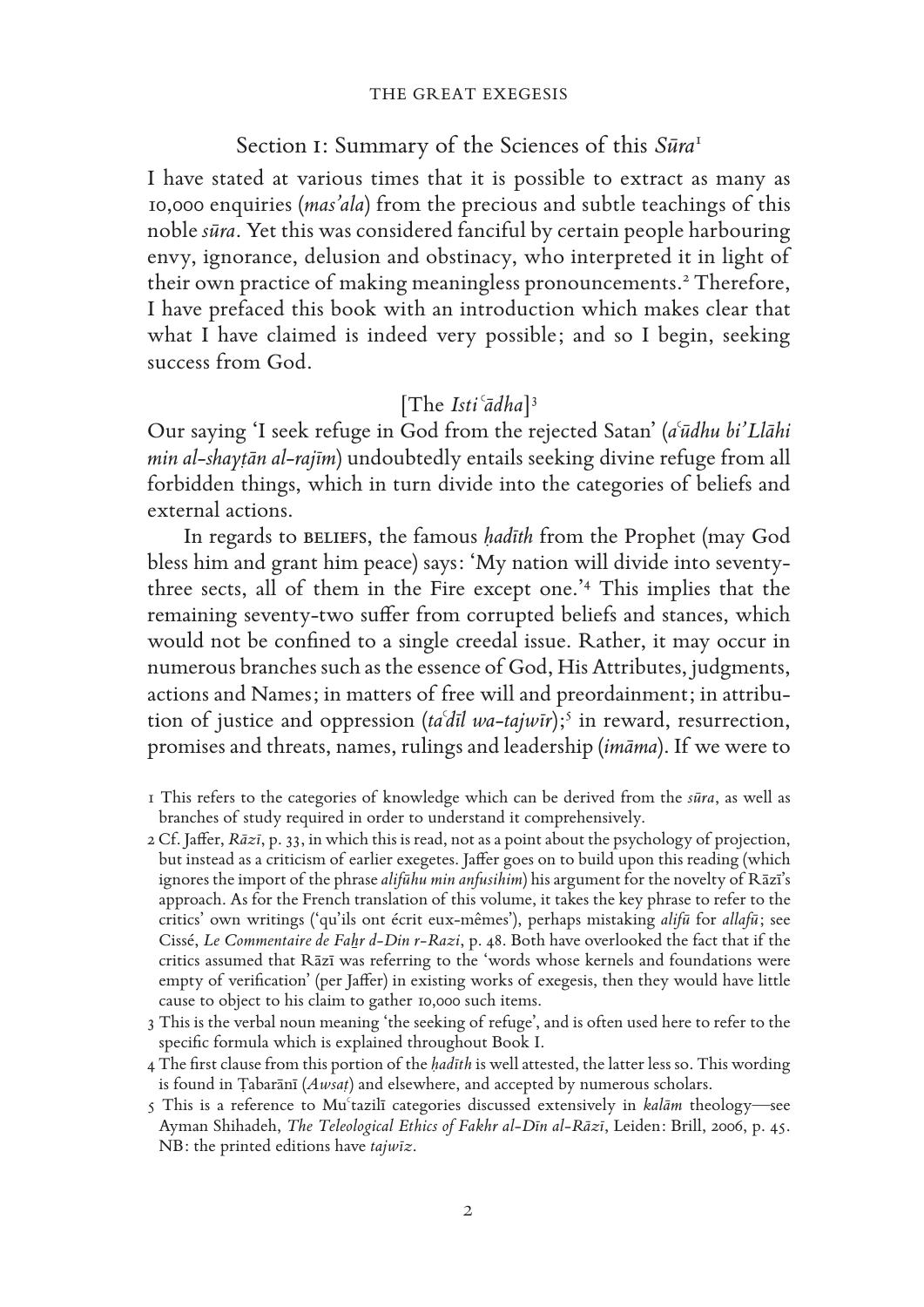## Section 1: Summary of the Sciences of this *Sūra*[1]

I have stated at various times that it is possible to extract as many as 10,000 enquiries (*mas'ala*) from the precious and subtle teachings of this noble *sūra*. Yet this was considered fanciful by certain people harbouring envy, ignorance, delusion and obstinacy, who interpreted it in light of their own practice of making meaningless pronouncements.[2] Therefore, I have prefaced this book with an introduction which makes clear that what I have claimed is indeed very possible; and so I begin, seeking success from God.

### [The *Istiʿādha*][3]

Our saying 'I seek refuge in God from the rejected Satan' (*aʿūdhu bi'Llāhi min al-shayṭān al-rajīm*) undoubtedly entails seeking divine refuge from all forbidden things, which in turn divide into the categories of beliefs and external actions.

In regards to BELIEFS, the famous *ḥadīth* from the Prophet (may God bless him and grant him peace) says: 'My nation will divide into seventy-three sects, all of them in the Fire except one.'[4] This implies that the remaining seventy-two suffer from corrupted beliefs and stances, which would not be confined to a single creedal issue. Rather, it may occur in numerous branches such as the essence of God, His Attributes, judgments, actions and Names; in matters of free will and preordainment; in attribution of justice and oppression (*taʿdīl wa-tajwīr*);[5] in reward, resurrection, promises and threats, names, rulings and leadership (*imāma*). If we were to

1 This refers to the categories of knowledge which can be derived from the *sūra*, as well as branches of study required in order to understand it comprehensively.

2 Cf. Jaffer, *Rāzī*, p. 33, in which this is read, not as a point about the psychology of projection, but instead as a criticism of earlier exegetes. Jaffer goes on to build upon this reading (which ignores the import of the phrase *alifūhu min anfusihim*) his argument for the novelty of Rāzī's approach. As for the French translation of this volume, it takes the key phrase to refer to the critics' own writings ('qu'ils ont écrit eux-mêmes'), perhaps mistaking *alifū* for *allafū*; see Cissé, *Le Commentaire de Faḫr d-Din r-Razi*, p. 48. Both have overlooked the fact that if the critics assumed that Rāzī was referring to the 'words whose kernels and foundations were empty of verification' (per Jaffer) in existing works of exegesis, then they would have little cause to object to his claim to gather 10,000 such items.

3 This is the verbal noun meaning 'the seeking of refuge', and is often used here to refer to the specific formula which is explained throughout Book I.

4 The first clause from this portion of the *ḥadīth* is well attested, the latter less so. This wording is found in Ṭabarānī (*Awsaṭ*) and elsewhere, and accepted by numerous scholars.

5 This is a reference to Muʿtazilī categories discussed extensively in *kalām* theology—see Ayman Shihadeh, *The Teleological Ethics of Fakhr al-Dīn al-Rāzī*, Leiden: Brill, 2006, p. 45. NB: the printed editions have *tajwīz*.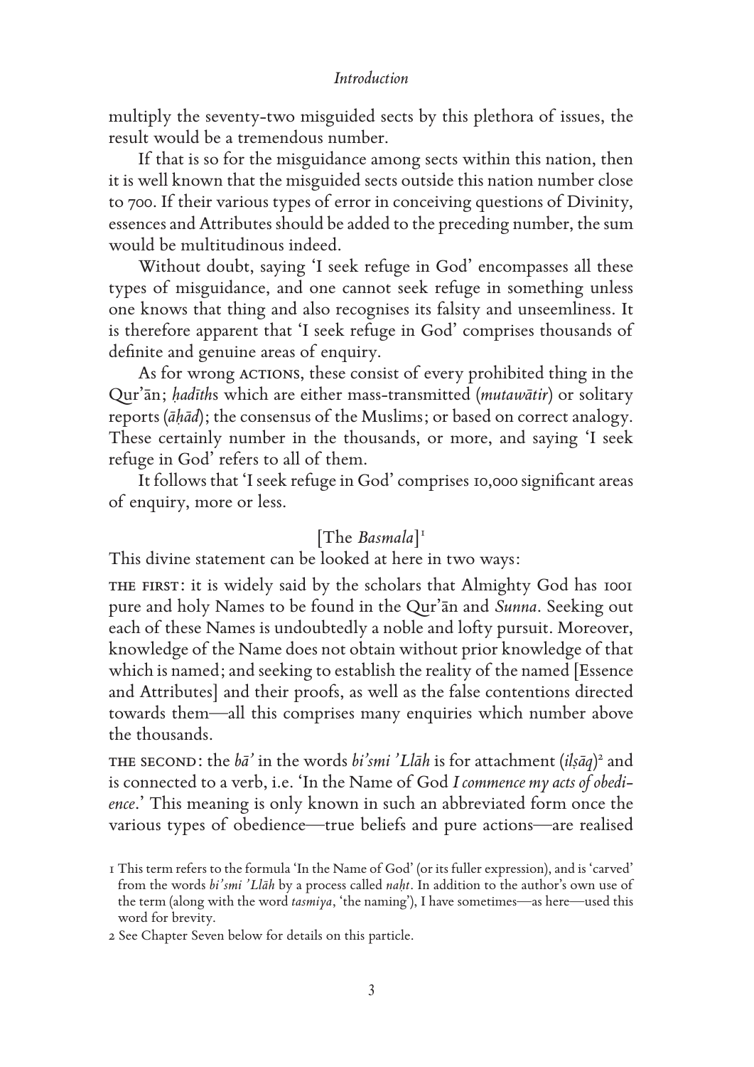multiply the seventy-two misguided sects by this plethora of issues, the result would be a tremendous number.

If that is so for the misguidance among sects within this nation, then it is well known that the misguided sects outside this nation number close to 700. If their various types of error in conceiving questions of Divinity, essences and Attributes should be added to the preceding number, the sum would be multitudinous indeed.

Without doubt, saying 'I seek refuge in God' encompasses all these types of misguidance, and one cannot seek refuge in something unless one knows that thing and also recognises its falsity and unseemliness. It is therefore apparent that 'I seek refuge in God' comprises thousands of definite and genuine areas of enquiry.

As for wrong ACTIONS, these consist of every prohibited thing in the Qur'ān; *ḥadīth*s which are either mass-transmitted (*mutawātir*) or solitary reports (*āḥād*); the consensus of the Muslims; or based on correct analogy. These certainly number in the thousands, or more, and saying 'I seek refuge in God' refers to all of them.

It follows that 'I seek refuge in God' comprises 10,000 significant areas of enquiry, more or less.

### [The *Basmala*][1]

This divine statement can be looked at here in two ways:

THE FIRST: it is widely said by the scholars that Almighty God has 1001 pure and holy Names to be found in the Qur'ān and *Sunna*. Seeking out each of these Names is undoubtedly a noble and lofty pursuit. Moreover, knowledge of the Name does not obtain without prior knowledge of that which is named; and seeking to establish the reality of the named [Essence and Attributes] and their proofs, as well as the false contentions directed towards them—all this comprises many enquiries which number above the thousands.

THE SECOND: the *bā'* in the words *bi'smi 'Llāh* is for attachment (*ilṣāq*)[2] and is connected to a verb, i.e. 'In the Name of God *I commence my acts of obedience*.' This meaning is only known in such an abbreviated form once the various types of obedience—true beliefs and pure actions—are realised

1 This term refers to the formula 'In the Name of God' (or its fuller expression), and is 'carved' from the words *bi'smi 'Llāh* by a process called *naḥt*. In addition to the author's own use of the term (along with the word *tasmiya*, 'the naming'), I have sometimes—as here—used this word for brevity.

2 See Chapter Seven below for details on this particle.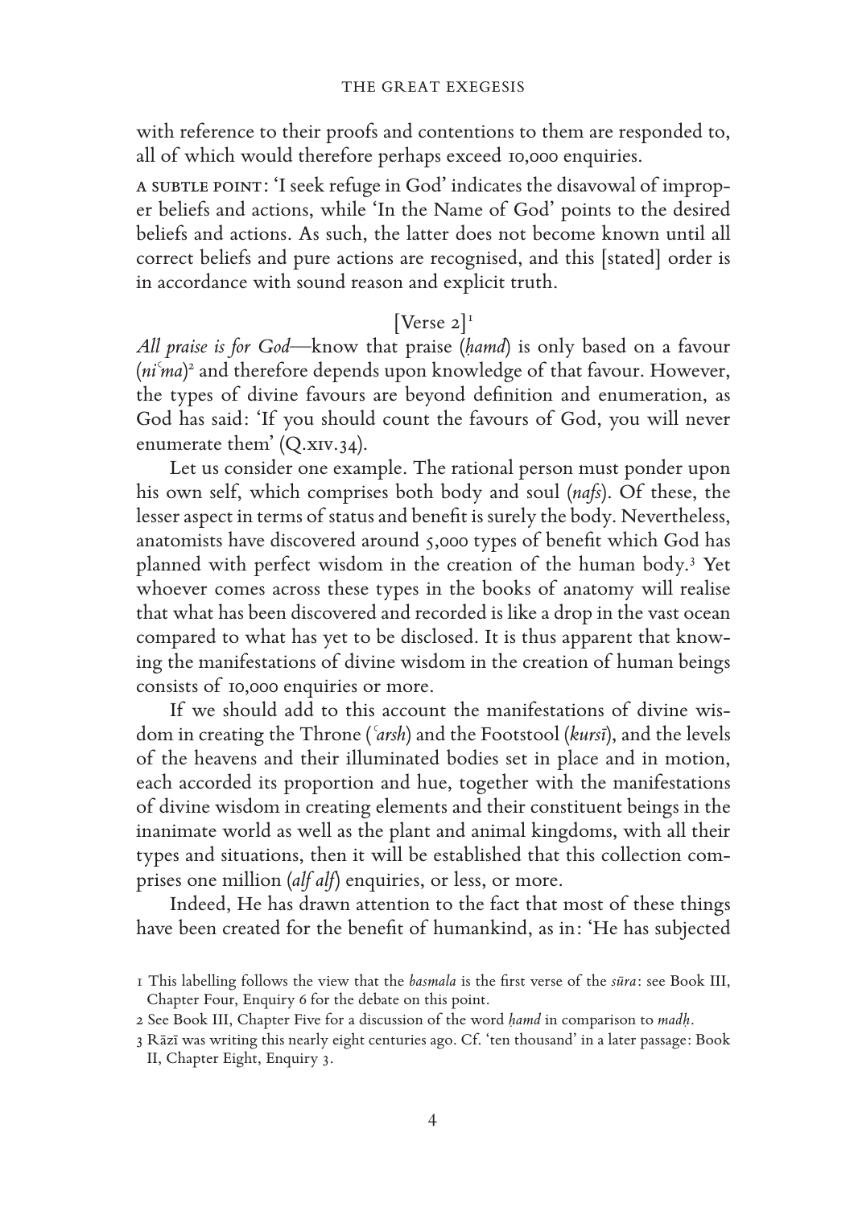with reference to their proofs and contentions to them are responded to, all of which would therefore perhaps exceed 10,000 enquiries.

A SUBTLE POINT: 'I seek refuge in God' indicates the disavowal of improper beliefs and actions, while 'In the Name of God' points to the desired beliefs and actions. As such, the latter does not become known until all correct beliefs and pure actions are recognised, and this [stated] order is in accordance with sound reason and explicit truth.

## [Verse 2][1]

*All praise is for God*—know that praise (*ḥamd*) is only based on a favour (*niʿma*)[2] and therefore depends upon knowledge of that favour. However, the types of divine favours are beyond definition and enumeration, as God has said: 'If you should count the favours of God, you will never enumerate them' (Q.XIV.34).

Let us consider one example. The rational person must ponder upon his own self, which comprises both body and soul (*nafs*). Of these, the lesser aspect in terms of status and benefit is surely the body. Nevertheless, anatomists have discovered around 5,000 types of benefit which God has planned with perfect wisdom in the creation of the human body.[3] Yet whoever comes across these types in the books of anatomy will realise that what has been discovered and recorded is like a drop in the vast ocean compared to what has yet to be disclosed. It is thus apparent that knowing the manifestations of divine wisdom in the creation of human beings consists of 10,000 enquiries or more.

If we should add to this account the manifestations of divine wisdom in creating the Throne (*ʿarsh*) and the Footstool (*kursī*), and the levels of the heavens and their illuminated bodies set in place and in motion, each accorded its proportion and hue, together with the manifestations of divine wisdom in creating elements and their constituent beings in the inanimate world as well as the plant and animal kingdoms, with all their types and situations, then it will be established that this collection comprises one million (*alf alf*) enquiries, or less, or more.

Indeed, He has drawn attention to the fact that most of these things have been created for the benefit of humankind, as in: 'He has subjected

---

1 This labelling follows the view that the *basmala* is the first verse of the *sūra*: see Book III, Chapter Four, Enquiry 6 for the debate on this point.

2 See Book III, Chapter Five for a discussion of the word *ḥamd* in comparison to *madḥ*.

3 Rāzī was writing this nearly eight centuries ago. Cf. 'ten thousand' in a later passage: Book II, Chapter Eight, Enquiry 3.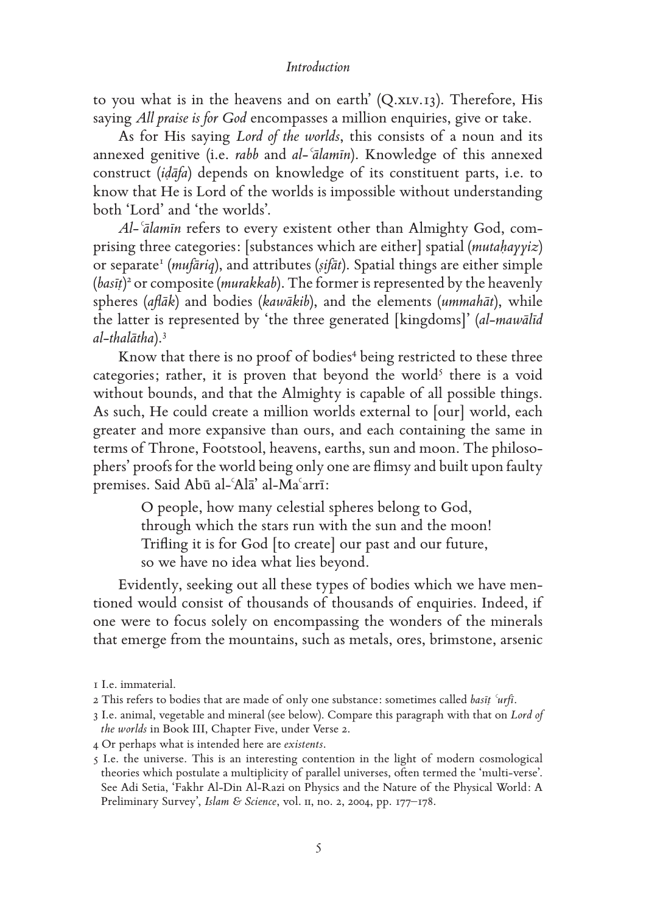to you what is in the heavens and on earth' (Q.XLV.13). Therefore, His saying *All praise is for God* encompasses a million enquiries, give or take.

As for His saying *Lord of the worlds*, this consists of a noun and its annexed genitive (i.e. *rabb* and *al-ʿālamīn*). Knowledge of this annexed construct (*iḍāfa*) depends on knowledge of its constituent parts, i.e. to know that He is Lord of the worlds is impossible without understanding both 'Lord' and 'the worlds'.

*Al-ʿālamīn* refers to every existent other than Almighty God, comprising three categories: [substances which are either] spatial (*mutaḥayyiz*) or separate[1] (*mufāriq*), and attributes (*ṣifāt*). Spatial things are either simple (*basīṭ*)[2] or composite (*murakkab*). The former is represented by the heavenly spheres (*aflāk*) and bodies (*kawākib*), and the elements (*ummahāt*), while the latter is represented by 'the three generated [kingdoms]' (*al-mawālīd al-thalātha*).[3]

Know that there is no proof of bodies[4] being restricted to these three categories; rather, it is proven that beyond the world[5] there is a void without bounds, and that the Almighty is capable of all possible things. As such, He could create a million worlds external to [our] world, each greater and more expansive than ours, and each containing the same in terms of Throne, Footstool, heavens, earths, sun and moon. The philosophers' proofs for the world being only one are flimsy and built upon faulty premises. Said Abū al-ʿAlā' al-Maʿarrī:

> O people, how many celestial spheres belong to God,
> through which the stars run with the sun and the moon!
> Trifling it is for God [to create] our past and our future,
> so we have no idea what lies beyond.

Evidently, seeking out all these types of bodies which we have mentioned would consist of thousands of thousands of enquiries. Indeed, if one were to focus solely on encompassing the wonders of the minerals that emerge from the mountains, such as metals, ores, brimstone, arsenic

---

1 I.e. immaterial.

2 This refers to bodies that are made of only one substance: sometimes called *basīṭ ʿurfī*.

3 I.e. animal, vegetable and mineral (see below). Compare this paragraph with that on *Lord of the worlds* in Book III, Chapter Five, under Verse 2.

4 Or perhaps what is intended here are *existents*.

5 I.e. the universe. This is an interesting contention in the light of modern cosmological theories which postulate a multiplicity of parallel universes, often termed the 'multi-verse'. See Adi Setia, 'Fakhr Al-Din Al-Razi on Physics and the Nature of the Physical World: A Preliminary Survey', *Islam & Science*, vol. II, no. 2, 2004, pp. 177–178.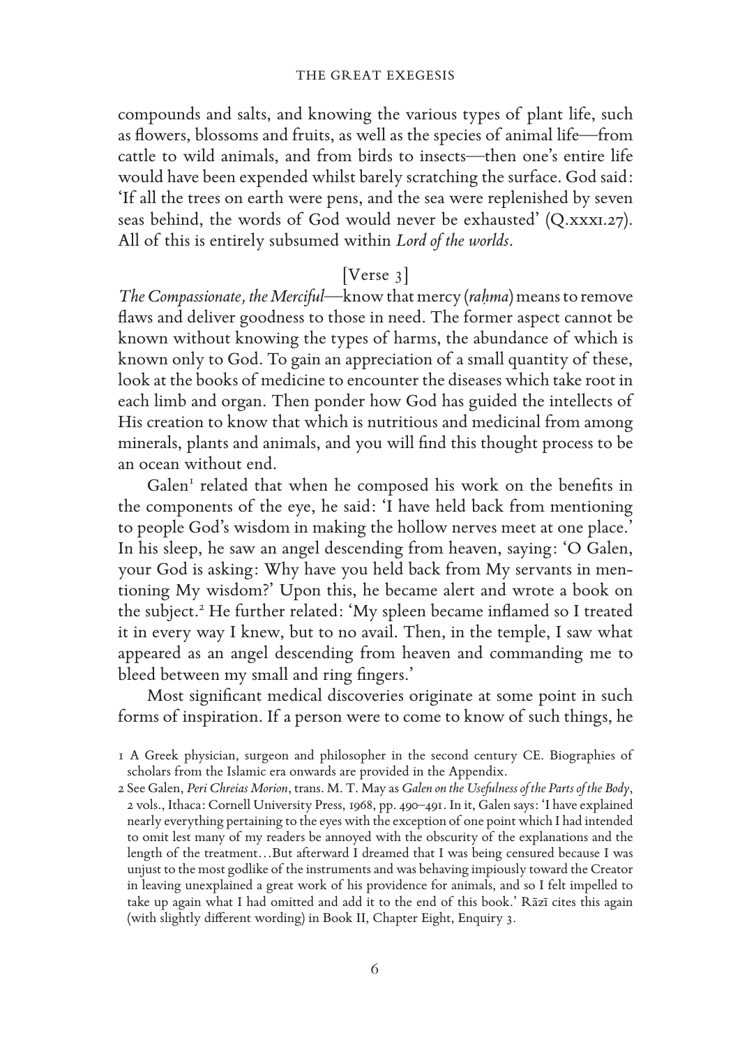compounds and salts, and knowing the various types of plant life, such as flowers, blossoms and fruits, as well as the species of animal life—from cattle to wild animals, and from birds to insects—then one's entire life would have been expended whilst barely scratching the surface. God said: 'If all the trees on earth were pens, and the sea were replenished by seven seas behind, the words of God would never be exhausted' (Q.xxxi.27). All of this is entirely subsumed within *Lord of the worlds*.

[Verse 3]

*The Compassionate, the Merciful*—know that mercy (*raḥma*) means to remove flaws and deliver goodness to those in need. The former aspect cannot be known without knowing the types of harms, the abundance of which is known only to God. To gain an appreciation of a small quantity of these, look at the books of medicine to encounter the diseases which take root in each limb and organ. Then ponder how God has guided the intellects of His creation to know that which is nutritious and medicinal from among minerals, plants and animals, and you will find this thought process to be an ocean without end.

Galen[1] related that when he composed his work on the benefits in the components of the eye, he said: 'I have held back from mentioning to people God's wisdom in making the hollow nerves meet at one place.' In his sleep, he saw an angel descending from heaven, saying: 'O Galen, your God is asking: Why have you held back from My servants in mentioning My wisdom?' Upon this, he became alert and wrote a book on the subject.[2] He further related: 'My spleen became inflamed so I treated it in every way I knew, but to no avail. Then, in the temple, I saw what appeared as an angel descending from heaven and commanding me to bleed between my small and ring fingers.'

Most significant medical discoveries originate at some point in such forms of inspiration. If a person were to come to know of such things, he

1 A Greek physician, surgeon and philosopher in the second century CE. Biographies of scholars from the Islamic era onwards are provided in the Appendix.

2 See Galen, *Peri Chreias Morion*, trans. M. T. May as *Galen on the Usefulness of the Parts of the Body*, 2 vols., Ithaca: Cornell University Press, 1968, pp. 490–491. In it, Galen says: 'I have explained nearly everything pertaining to the eyes with the exception of one point which I had intended to omit lest many of my readers be annoyed with the obscurity of the explanations and the length of the treatment…But afterward I dreamed that I was being censured because I was unjust to the most godlike of the instruments and was behaving impiously toward the Creator in leaving unexplained a great work of his providence for animals, and so I felt impelled to take up again what I had omitted and add it to the end of this book.' Rāzī cites this again (with slightly different wording) in Book II, Chapter Eight, Enquiry 3.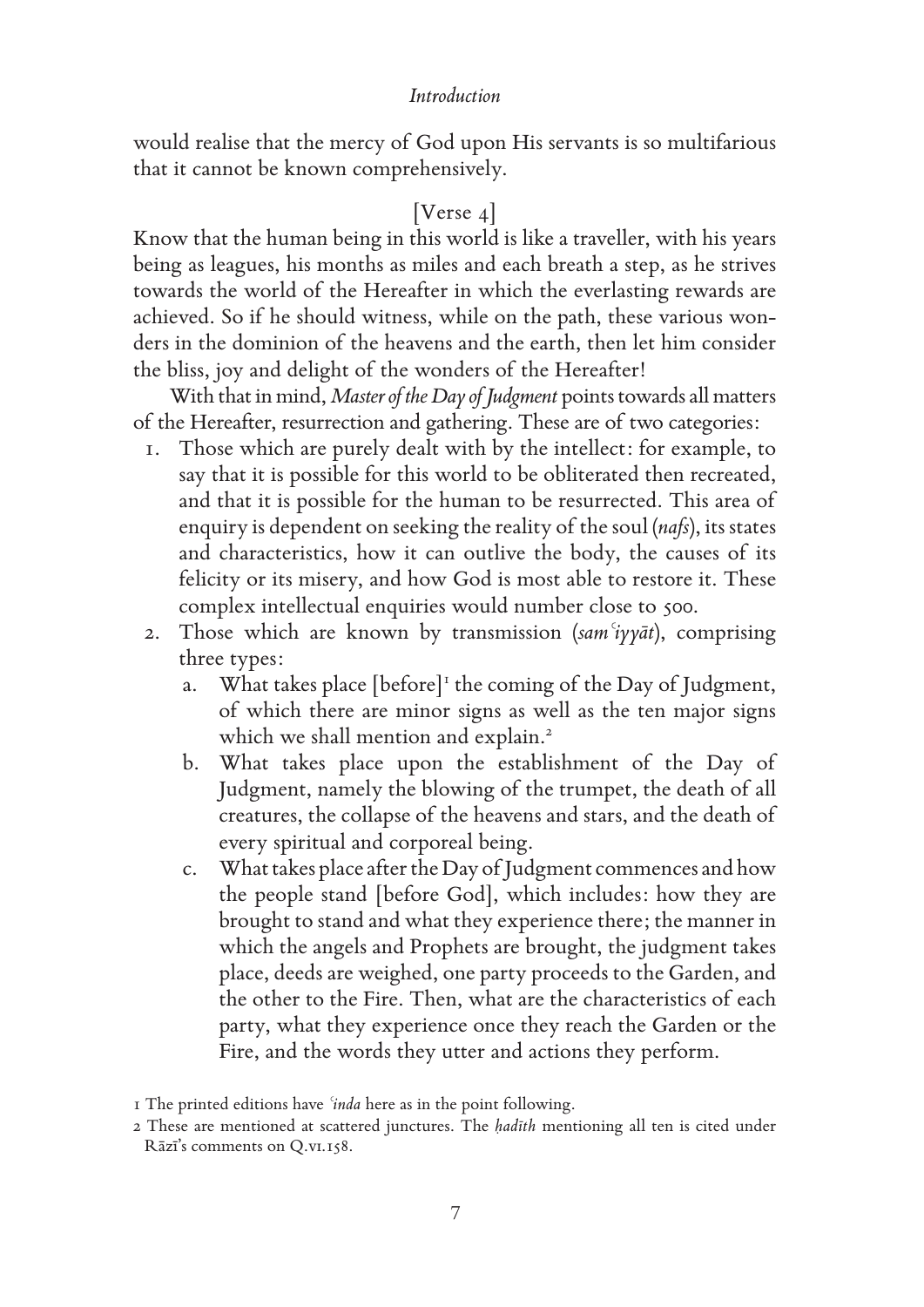would realise that the mercy of God upon His servants is so multifarious that it cannot be known comprehensively.

[Verse 4]

Know that the human being in this world is like a traveller, with his years being as leagues, his months as miles and each breath a step, as he strives towards the world of the Hereafter in which the everlasting rewards are achieved. So if he should witness, while on the path, these various wonders in the dominion of the heavens and the earth, then let him consider the bliss, joy and delight of the wonders of the Hereafter!

With that in mind, *Master of the Day of Judgment* points towards all matters of the Hereafter, resurrection and gathering. These are of two categories:

1. Those which are purely dealt with by the intellect: for example, to say that it is possible for this world to be obliterated then recreated, and that it is possible for the human to be resurrected. This area of enquiry is dependent on seeking the reality of the soul (*nafs*), its states and characteristics, how it can outlive the body, the causes of its felicity or its misery, and how God is most able to restore it. These complex intellectual enquiries would number close to 500.
2. Those which are known by transmission (*samʿiyyāt*), comprising three types:
   a. What takes place [before][1] the coming of the Day of Judgment, of which there are minor signs as well as the ten major signs which we shall mention and explain.[2]
   b. What takes place upon the establishment of the Day of Judgment, namely the blowing of the trumpet, the death of all creatures, the collapse of the heavens and stars, and the death of every spiritual and corporeal being.
   c. What takes place after the Day of Judgment commences and how the people stand [before God], which includes: how they are brought to stand and what they experience there; the manner in which the angels and Prophets are brought, the judgment takes place, deeds are weighed, one party proceeds to the Garden, and the other to the Fire. Then, what are the characteristics of each party, what they experience once they reach the Garden or the Fire, and the words they utter and actions they perform.

1 The printed editions have *ʿinda* here as in the point following.

2 These are mentioned at scattered junctures. The *ḥadīth* mentioning all ten is cited under Rāzī's comments on Q.VI.158.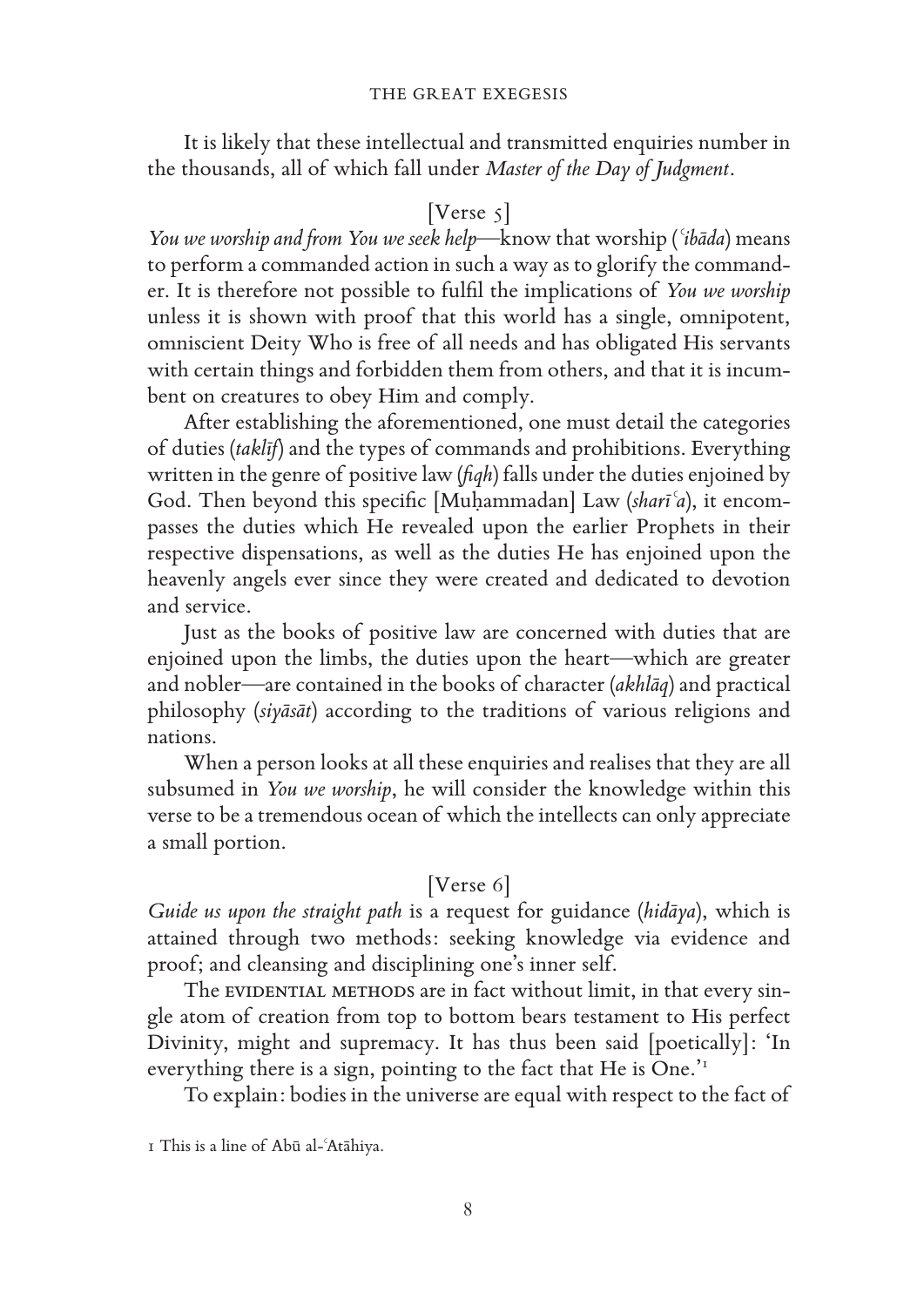It is likely that these intellectual and transmitted enquiries number in the thousands, all of which fall under *Master of the Day of Judgment*.

[Verse 5]

*You we worship and from You we seek help*—know that worship (*ʿibāda*) means to perform a commanded action in such a way as to glorify the commander. It is therefore not possible to fulfil the implications of *You we worship* unless it is shown with proof that this world has a single, omnipotent, omniscient Deity Who is free of all needs and has obligated His servants with certain things and forbidden them from others, and that it is incumbent on creatures to obey Him and comply.

After establishing the aforementioned, one must detail the categories of duties (*taklīf*) and the types of commands and prohibitions. Everything written in the genre of positive law (*fiqh*) falls under the duties enjoined by God. Then beyond this specific [Muḥammadan] Law (*sharīʿa*), it encompasses the duties which He revealed upon the earlier Prophets in their respective dispensations, as well as the duties He has enjoined upon the heavenly angels ever since they were created and dedicated to devotion and service.

Just as the books of positive law are concerned with duties that are enjoined upon the limbs, the duties upon the heart—which are greater and nobler—are contained in the books of character (*akhlāq*) and practical philosophy (*siyāsāt*) according to the traditions of various religions and nations.

When a person looks at all these enquiries and realises that they are all subsumed in *You we worship*, he will consider the knowledge within this verse to be a tremendous ocean of which the intellects can only appreciate a small portion.

[Verse 6]

*Guide us upon the straight path* is a request for guidance (*hidāya*), which is attained through two methods: seeking knowledge via evidence and proof; and cleansing and disciplining one's inner self.

The EVIDENTIAL METHODS are in fact without limit, in that every single atom of creation from top to bottom bears testament to His perfect Divinity, might and supremacy. It has thus been said [poetically]: 'In everything there is a sign, pointing to the fact that He is One.'[1]

To explain: bodies in the universe are equal with respect to the fact of

[1] This is a line of Abū al-ʿAtāhiya.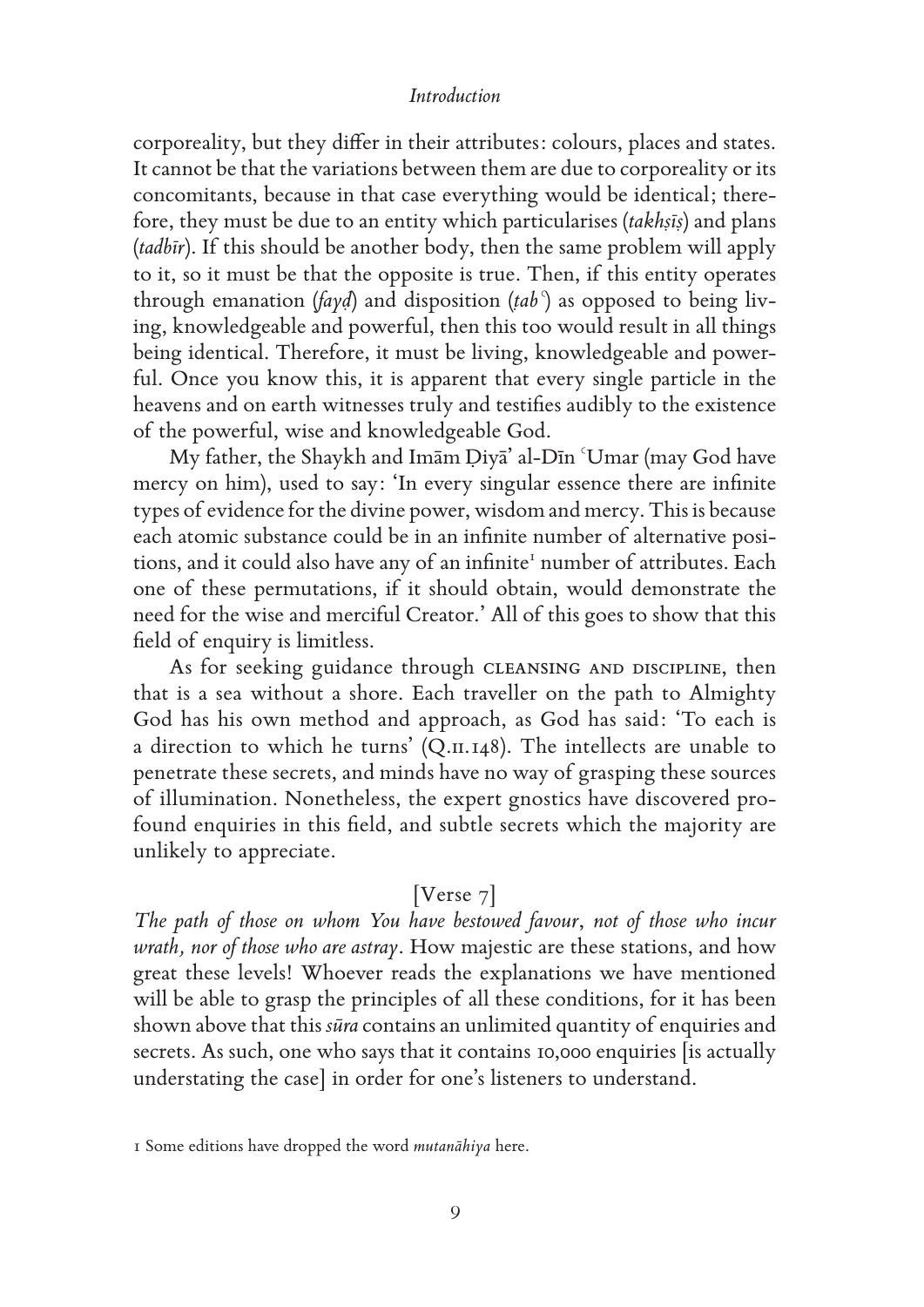corporeality, but they differ in their attributes: colours, places and states. It cannot be that the variations between them are due to corporeality or its concomitants, because in that case everything would be identical; therefore, they must be due to an entity which particularises (*takhṣīṣ*) and plans (*tadbīr*). If this should be another body, then the same problem will apply to it, so it must be that the opposite is true. Then, if this entity operates through emanation (*fayḍ*) and disposition (*ṭabʿ*) as opposed to being living, knowledgeable and powerful, then this too would result in all things being identical. Therefore, it must be living, knowledgeable and powerful. Once you know this, it is apparent that every single particle in the heavens and on earth witnesses truly and testifies audibly to the existence of the powerful, wise and knowledgeable God.

My father, the Shaykh and Imām Ḍiyā' al-Dīn ʿUmar (may God have mercy on him), used to say: 'In every singular essence there are infinite types of evidence for the divine power, wisdom and mercy. This is because each atomic substance could be in an infinite number of alternative positions, and it could also have any of an infinite[1] number of attributes. Each one of these permutations, if it should obtain, would demonstrate the need for the wise and merciful Creator.' All of this goes to show that this field of enquiry is limitless.

As for seeking guidance through CLEANSING AND DISCIPLINE, then that is a sea without a shore. Each traveller on the path to Almighty God has his own method and approach, as God has said: 'To each is a direction to which he turns' (Q.II.148). The intellects are unable to penetrate these secrets, and minds have no way of grasping these sources of illumination. Nonetheless, the expert gnostics have discovered profound enquiries in this field, and subtle secrets which the majority are unlikely to appreciate.

[Verse 7]

*The path of those on whom You have bestowed favour, not of those who incur wrath, nor of those who are astray*. How majestic are these stations, and how great these levels! Whoever reads the explanations we have mentioned will be able to grasp the principles of all these conditions, for it has been shown above that this *sūra* contains an unlimited quantity of enquiries and secrets. As such, one who says that it contains 10,000 enquiries [is actually understating the case] in order for one's listeners to understand.

1 Some editions have dropped the word *mutanāhiya* here.